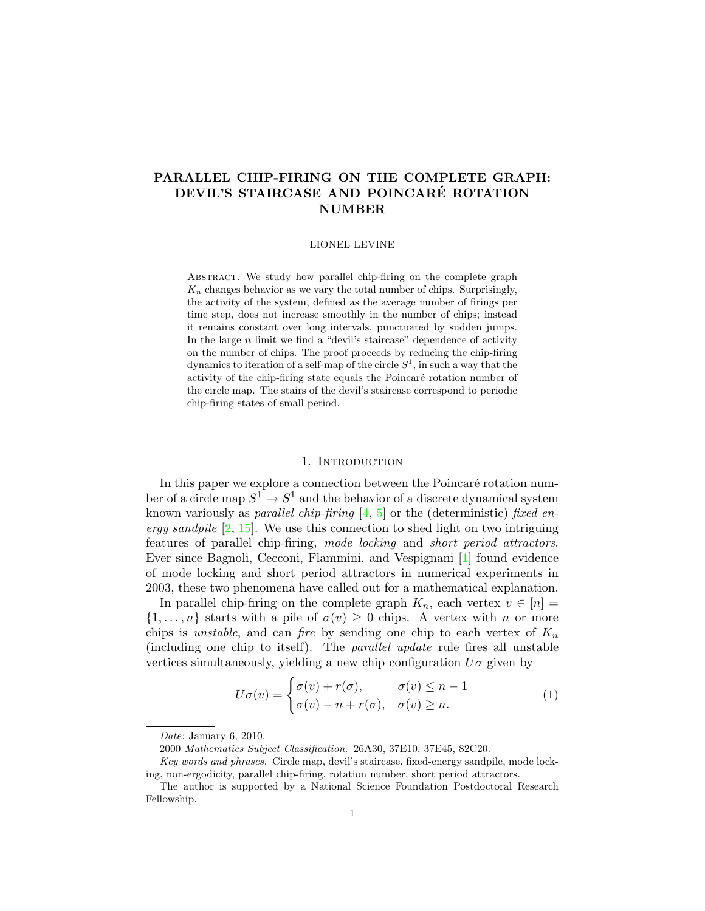# PARALLEL CHIP-FIRING ON THE COMPLETE GRAPH: DEVIL'S STAIRCASE AND POINCARÉ ROTATION NUMBER

LIONEL LEVINE

Abstract. We study how parallel chip-firing on the complete graph $K_n$ changes behavior as we vary the total number of chips. Surprisingly, the activity of the system, defined as the average number of firings per time step, does not increase smoothly in the number of chips; instead it remains constant over long intervals, punctuated by sudden jumps. In the large $n$ limit we find a "devil's staircase" dependence of activity on the number of chips. The proof proceeds by reducing the chip-firing dynamics to iteration of a self-map of the circle $S^1$, in such a way that the activity of the chip-firing state equals the Poincaré rotation number of the circle map. The stairs of the devil's staircase correspond to periodic chip-firing states of small period.

## 1. Introduction

In this paper we explore a connection between the Poincaré rotation number of a circle map $S^1 \to S^1$ and the behavior of a discrete dynamical system known variously as *parallel chip-firing* [4, 5] or the (deterministic) *fixed energy sandpile* [2, 15]. We use this connection to shed light on two intriguing features of parallel chip-firing, *mode locking* and *short period attractors*. Ever since Bagnoli, Cecconi, Flammini, and Vespignani [1] found evidence of mode locking and short period attractors in numerical experiments in 2003, these two phenomena have called out for a mathematical explanation.

In parallel chip-firing on the complete graph $K_n$, each vertex $v \in [n] = \{1, \ldots, n\}$ starts with a pile of $\sigma(v) \geq 0$ chips. A vertex with $n$ or more chips is *unstable*, and can *fire* by sending one chip to each vertex of $K_n$ (including one chip to itself). The *parallel update* rule fires all unstable vertices simultaneously, yielding a new chip configuration $U\sigma$ given by

$$U\sigma(v) = \begin{cases} \sigma(v) + r(\sigma), & \sigma(v) \leq n-1 \\ \sigma(v) - n + r(\sigma), & \sigma(v) \geq n. \end{cases} \tag{1}$$

*Date*: January 6, 2010.

2000 *Mathematics Subject Classification.* 26A30, 37E10, 37E45, 82C20.

*Key words and phrases.* Circle map, devil's staircase, fixed-energy sandpile, mode locking, non-ergodicity, parallel chip-firing, rotation number, short period attractors.

The author is supported by a National Science Foundation Postdoctoral Research Fellowship.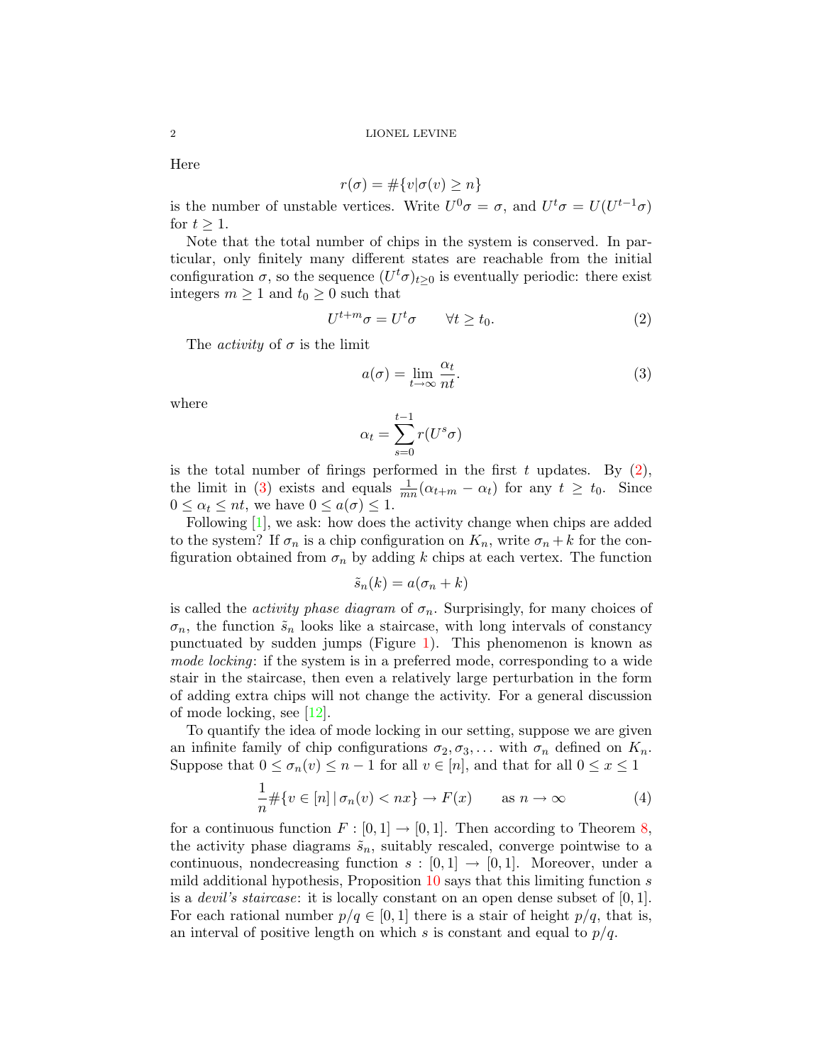Here

$$r(\sigma) = \#\{v | \sigma(v) \geq n\}$$

is the number of unstable vertices. Write $U^0\sigma = \sigma$, and $U^t\sigma = U(U^{t-1}\sigma)$ for $t \geq 1$.

Note that the total number of chips in the system is conserved. In particular, only finitely many different states are reachable from the initial configuration $\sigma$, so the sequence $(U^t\sigma)_{t\geq 0}$ is eventually periodic: there exist integers $m \geq 1$ and $t_0 \geq 0$ such that

$$U^{t+m}\sigma = U^t\sigma \qquad \forall t \geq t_0. \tag{2}$$

The *activity* of $\sigma$ is the limit

$$a(\sigma) = \lim_{t\to\infty} \frac{\alpha_t}{nt}. \tag{3}$$

where

$$\alpha_t = \sum_{s=0}^{t-1} r(U^s\sigma)$$

is the total number of firings performed in the first $t$ updates. By (2), the limit in (3) exists and equals $\frac{1}{mn}(\alpha_{t+m} - \alpha_t)$ for any $t \geq t_0$. Since $0 \leq \alpha_t \leq nt$, we have $0 \leq a(\sigma) \leq 1$.

Following [1], we ask: how does the activity change when chips are added to the system? If $\sigma_n$ is a chip configuration on $K_n$, write $\sigma_n + k$ for the configuration obtained from $\sigma_n$ by adding $k$ chips at each vertex. The function

$$\tilde{s}_n(k) = a(\sigma_n + k)$$

is called the *activity phase diagram* of $\sigma_n$. Surprisingly, for many choices of $\sigma_n$, the function $\tilde{s}_n$ looks like a staircase, with long intervals of constancy punctuated by sudden jumps (Figure 1). This phenomenon is known as *mode locking*: if the system is in a preferred mode, corresponding to a wide stair in the staircase, then even a relatively large perturbation in the form of adding extra chips will not change the activity. For a general discussion of mode locking, see [12].

To quantify the idea of mode locking in our setting, suppose we are given an infinite family of chip configurations $\sigma_2, \sigma_3, \ldots$ with $\sigma_n$ defined on $K_n$. Suppose that $0 \leq \sigma_n(v) \leq n-1$ for all $v \in [n]$, and that for all $0 \leq x \leq 1$

$$\frac{1}{n}\#\{v \in [n] \,|\, \sigma_n(v) < nx\} \to F(x) \qquad \text{as } n \to \infty \tag{4}$$

for a continuous function $F : [0,1] \to [0,1]$. Then according to Theorem 8, the activity phase diagrams $\tilde{s}_n$, suitably rescaled, converge pointwise to a continuous, nondecreasing function $s : [0,1] \to [0,1]$. Moreover, under a mild additional hypothesis, Proposition 10 says that this limiting function $s$ is a *devil's staircase*: it is locally constant on an open dense subset of $[0,1]$. For each rational number $p/q \in [0,1]$ there is a stair of height $p/q$, that is, an interval of positive length on which $s$ is constant and equal to $p/q$.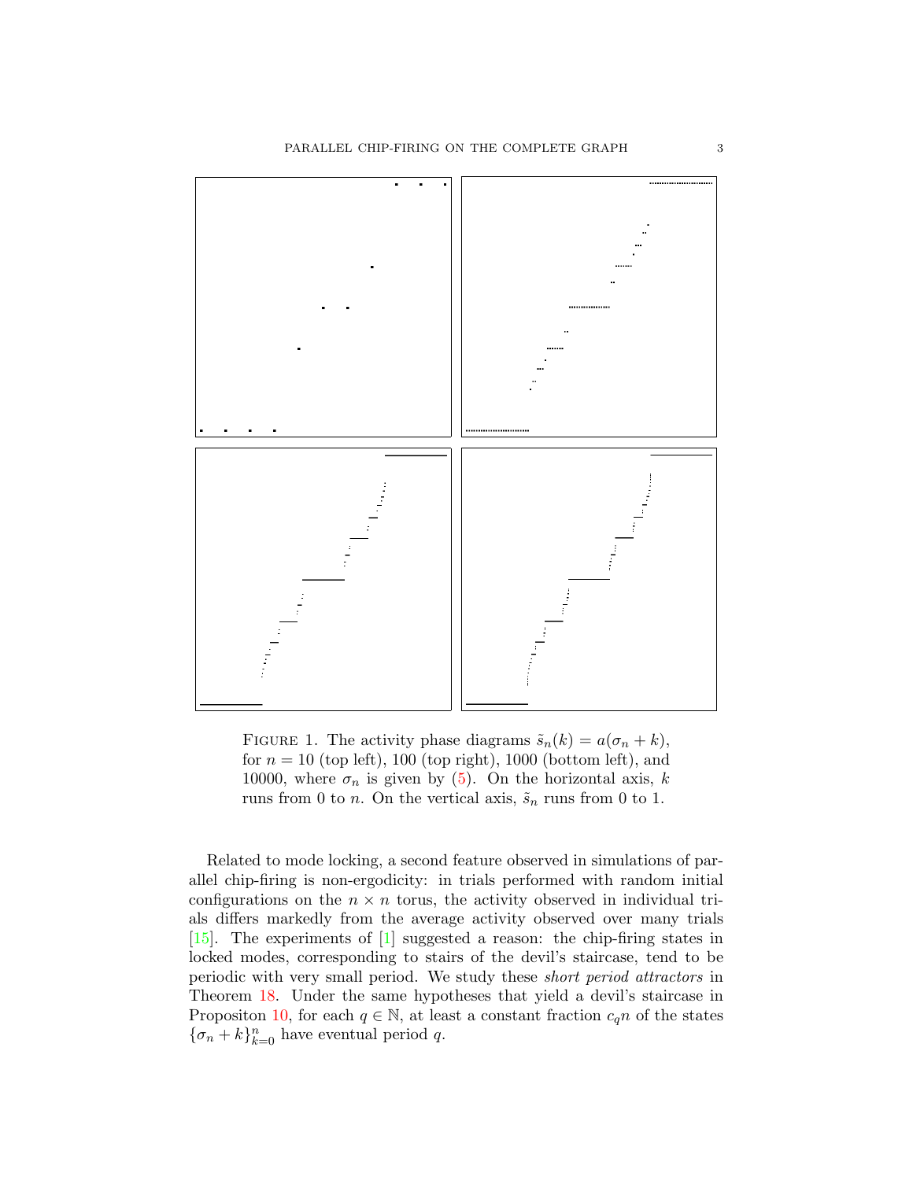FIGURE 1. The activity phase diagrams $\tilde{s}_n(k) = a(\sigma_n + k)$, for $n = 10$ (top left), 100 (top right), 1000 (bottom left), and 10000, where $\sigma_n$ is given by (5). On the horizontal axis, $k$ runs from 0 to $n$. On the vertical axis, $\tilde{s}_n$ runs from 0 to 1.

Related to mode locking, a second feature observed in simulations of parallel chip-firing is non-ergodicity: in trials performed with random initial configurations on the $n \times n$ torus, the activity observed in individual trials differs markedly from the average activity observed over many trials [15]. The experiments of [1] suggested a reason: the chip-firing states in locked modes, corresponding to stairs of the devil's staircase, tend to be periodic with very small period. We study these *short period attractors* in Theorem 18. Under the same hypotheses that yield a devil's staircase in Propositon 10, for each $q \in \mathbb{N}$, at least a constant fraction $c_q n$ of the states $\{\sigma_n + k\}_{k=0}^n$ have eventual period $q$.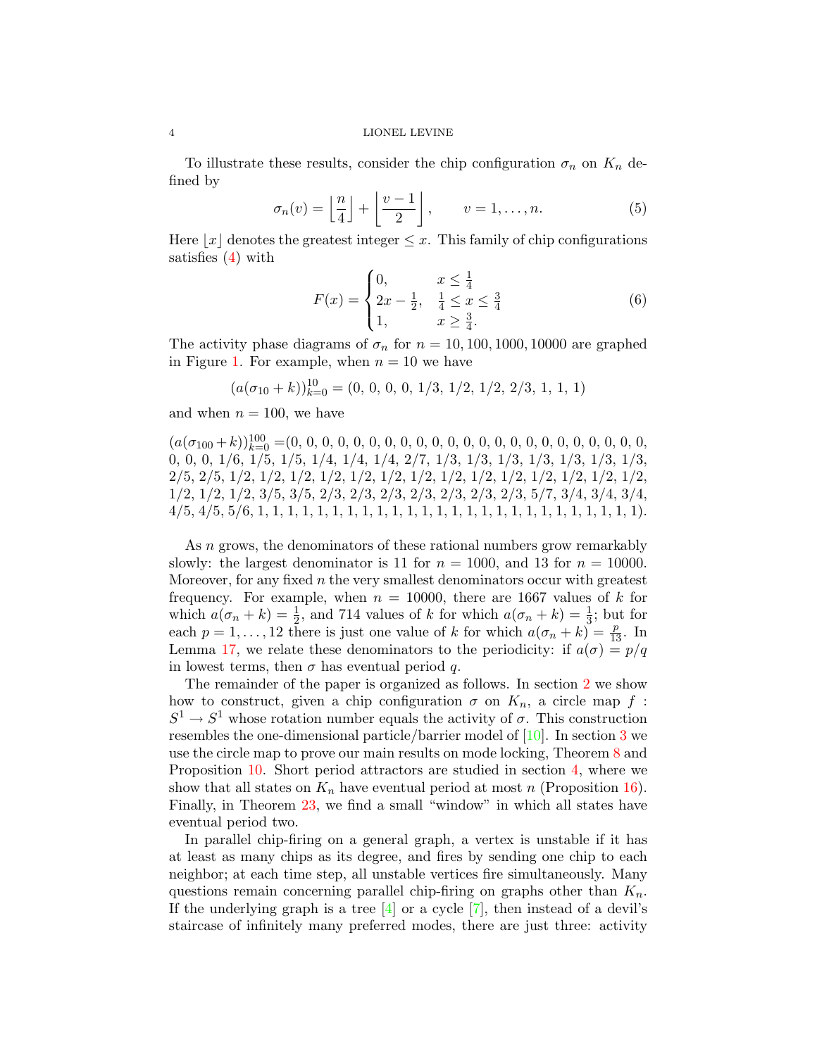To illustrate these results, consider the chip configuration $\sigma_n$ on $K_n$ defined by

$$\sigma_n(v) = \left\lfloor \frac{n}{4} \right\rfloor + \left\lfloor \frac{v-1}{2} \right\rfloor, \qquad v = 1, \ldots, n. \tag{5}$$

Here $\lfloor x \rfloor$ denotes the greatest integer $\leq x$. This family of chip configurations satisfies (4) with

$$F(x) = \begin{cases} 0, & x \leq \frac{1}{4} \\ 2x - \frac{1}{2}, & \frac{1}{4} \leq x \leq \frac{3}{4} \\ 1, & x \geq \frac{3}{4}. \end{cases} \tag{6}$$

The activity phase diagrams of $\sigma_n$ for $n = 10, 100, 1000, 10000$ are graphed in Figure 1. For example, when $n = 10$ we have

$$(a(\sigma_{10} + k))_{k=0}^{10} = (0,\, 0,\, 0,\, 0,\, 1/3,\, 1/2,\, 1/2,\, 2/3,\, 1,\, 1,\, 1)$$

and when $n = 100$, we have

$(a(\sigma_{100} + k))_{k=0}^{100} =$(0, 0, 0, 0, 0, 0, 0, 0, 0, 0, 0, 0, 0, 0, 0, 0, 0, 0, 0, 0, 0, 0, 0, 0, 0, 1/6, 1/5, 1/5, 1/4, 1/4, 1/4, 2/7, 1/3, 1/3, 1/3, 1/3, 1/3, 1/3, 1/3, 2/5, 2/5, 1/2, 1/2, 1/2, 1/2, 1/2, 1/2, 1/2, 1/2, 1/2, 1/2, 1/2, 1/2, 1/2, 1/2, 1/2, 1/2, 1/2, 3/5, 3/5, 2/3, 2/3, 2/3, 2/3, 2/3, 2/3, 2/3, 5/7, 3/4, 3/4, 3/4, 4/5, 4/5, 5/6, 1, 1, 1, 1, 1, 1, 1, 1, 1, 1, 1, 1, 1, 1, 1, 1, 1, 1, 1, 1, 1, 1, 1, 1, 1, 1).

As $n$ grows, the denominators of these rational numbers grow remarkably slowly: the largest denominator is 11 for $n = 1000$, and 13 for $n = 10000$. Moreover, for any fixed $n$ the very smallest denominators occur with greatest frequency. For example, when $n = 10000$, there are 1667 values of $k$ for which $a(\sigma_n + k) = \frac{1}{2}$, and 714 values of $k$ for which $a(\sigma_n + k) = \frac{1}{3}$; but for each $p = 1, \ldots, 12$ there is just one value of $k$ for which $a(\sigma_n + k) = \frac{p}{13}$. In Lemma 17, we relate these denominators to the periodicity: if $a(\sigma) = p/q$ in lowest terms, then $\sigma$ has eventual period $q$.

The remainder of the paper is organized as follows. In section 2 we show how to construct, given a chip configuration $\sigma$ on $K_n$, a circle map $f : S^1 \to S^1$ whose rotation number equals the activity of $\sigma$. This construction resembles the one-dimensional particle/barrier model of [10]. In section 3 we use the circle map to prove our main results on mode locking, Theorem 8 and Proposition 10. Short period attractors are studied in section 4, where we show that all states on $K_n$ have eventual period at most $n$ (Proposition 16). Finally, in Theorem 23, we find a small "window" in which all states have eventual period two.

In parallel chip-firing on a general graph, a vertex is unstable if it has at least as many chips as its degree, and fires by sending one chip to each neighbor; at each time step, all unstable vertices fire simultaneously. Many questions remain concerning parallel chip-firing on graphs other than $K_n$. If the underlying graph is a tree [4] or a cycle [7], then instead of a devil's staircase of infinitely many preferred modes, there are just three: activity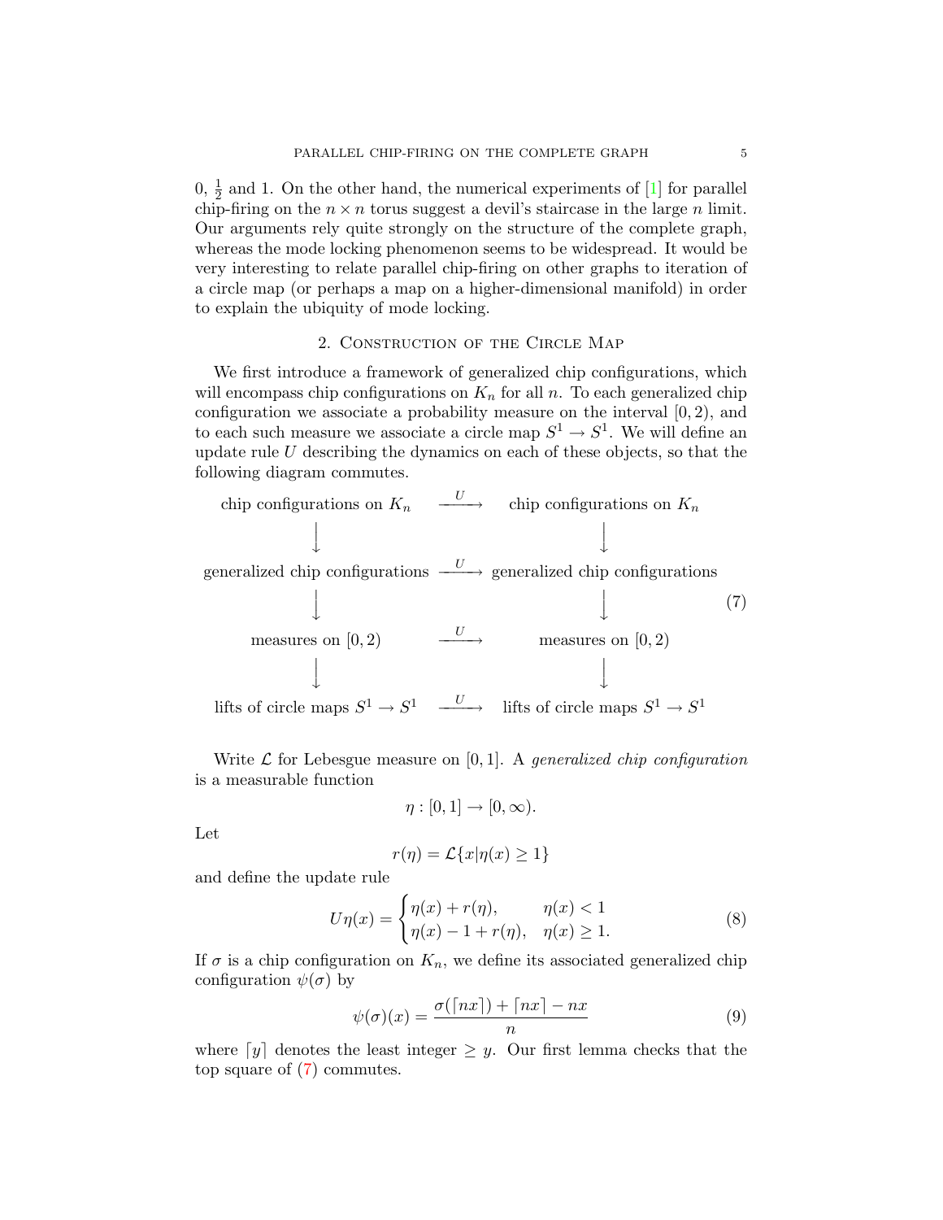0, $\frac{1}{2}$ and 1. On the other hand, the numerical experiments of [1] for parallel chip-firing on the $n \times n$ torus suggest a devil's staircase in the large $n$ limit. Our arguments rely quite strongly on the structure of the complete graph, whereas the mode locking phenomenon seems to be widespread. It would be very interesting to relate parallel chip-firing on other graphs to iteration of a circle map (or perhaps a map on a higher-dimensional manifold) in order to explain the ubiquity of mode locking.

## 2. Construction of the Circle Map

We first introduce a framework of generalized chip configurations, which will encompass chip configurations on $K_n$ for all $n$. To each generalized chip configuration we associate a probability measure on the interval $[0, 2)$, and to each such measure we associate a circle map $S^1 \to S^1$. We will define an update rule $U$ describing the dynamics on each of these objects, so that the following diagram commutes.

$$
\begin{array}{ccc}
\text{chip configurations on } K_n & \xrightarrow{U} & \text{chip configurations on } K_n \\
\downarrow & & \downarrow \\
\text{generalized chip configurations} & \xrightarrow{U} & \text{generalized chip configurations} \\
\downarrow & & \downarrow \\
\text{measures on } [0,2) & \xrightarrow{U} & \text{measures on } [0,2) \\
\downarrow & & \downarrow \\
\text{lifts of circle maps } S^1 \to S^1 & \xrightarrow{U} & \text{lifts of circle maps } S^1 \to S^1
\end{array}
\tag{7}
$$

Write $\mathcal{L}$ for Lebesgue measure on $[0, 1]$. A *generalized chip configuration* is a measurable function

$$\eta : [0, 1] \to [0, \infty).$$

Let

$$r(\eta) = \mathcal{L}\{x | \eta(x) \geq 1\}$$

and define the update rule

$$U\eta(x) = \begin{cases} \eta(x) + r(\eta), & \eta(x) < 1 \\ \eta(x) - 1 + r(\eta), & \eta(x) \geq 1. \end{cases} \tag{8}$$

If $\sigma$ is a chip configuration on $K_n$, we define its associated generalized chip configuration $\psi(\sigma)$ by

$$\psi(\sigma)(x) = \frac{\sigma(\lceil nx \rceil) + \lceil nx \rceil - nx}{n} \tag{9}$$

where $\lceil y \rceil$ denotes the least integer $\geq y$. Our first lemma checks that the top square of (7) commutes.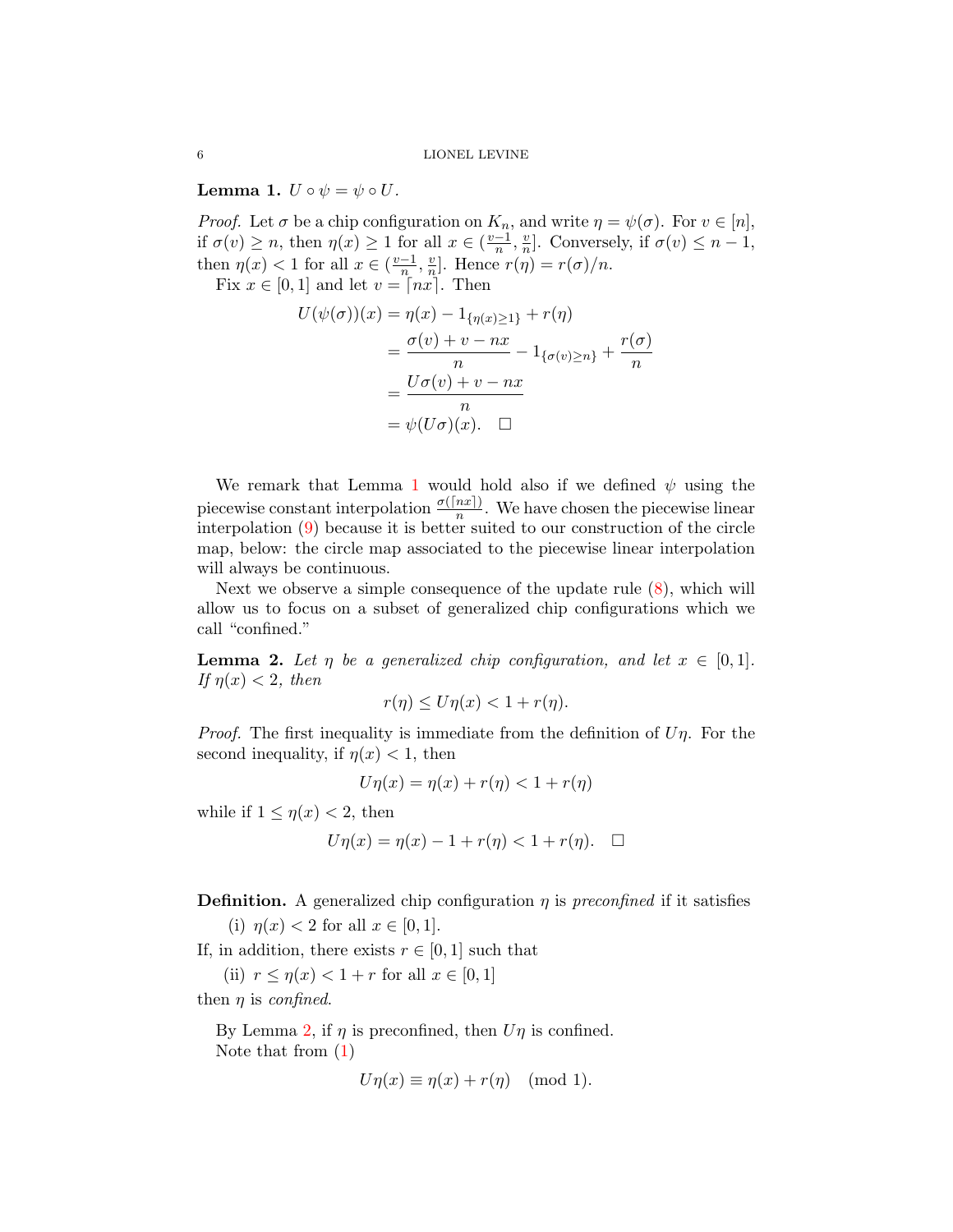**Lemma 1.** *$U \circ \psi = \psi \circ U$.*

*Proof.* Let $\sigma$ be a chip configuration on $K_n$, and write $\eta = \psi(\sigma)$. For $v \in [n]$, if $\sigma(v) \geq n$, then $\eta(x) \geq 1$ for all $x \in (\frac{v-1}{n}, \frac{v}{n}]$. Conversely, if $\sigma(v) \leq n-1$, then $\eta(x) < 1$ for all $x \in (\frac{v-1}{n}, \frac{v}{n}]$. Hence $r(\eta) = r(\sigma)/n$.

Fix $x \in [0,1]$ and let $v = \lceil nx \rceil$. Then

$$
\begin{aligned}
U(\psi(\sigma))(x) &= \eta(x) - 1_{\{\eta(x) \geq 1\}} + r(\eta) \\
&= \frac{\sigma(v) + v - nx}{n} - 1_{\{\sigma(v) \geq n\}} + \frac{r(\sigma)}{n} \\
&= \frac{U\sigma(v) + v - nx}{n} \\
&= \psi(U\sigma)(x). \quad \square
\end{aligned}
$$

We remark that Lemma 1 would hold also if we defined $\psi$ using the piecewise constant interpolation $\frac{\sigma(\lceil nx \rceil)}{n}$. We have chosen the piecewise linear interpolation (9) because it is better suited to our construction of the circle map, below: the circle map associated to the piecewise linear interpolation will always be continuous.

Next we observe a simple consequence of the update rule (8), which will allow us to focus on a subset of generalized chip configurations which we call "confined."

**Lemma 2.** *Let $\eta$ be a generalized chip configuration, and let $x \in [0,1]$. If $\eta(x) < 2$, then*

$$r(\eta) \leq U\eta(x) < 1 + r(\eta).$$

*Proof.* The first inequality is immediate from the definition of $U\eta$. For the second inequality, if $\eta(x) < 1$, then

$$U\eta(x) = \eta(x) + r(\eta) < 1 + r(\eta)$$

while if $1 \leq \eta(x) < 2$, then

$$U\eta(x) = \eta(x) - 1 + r(\eta) < 1 + r(\eta). \quad \square$$

**Definition.** A generalized chip configuration $\eta$ is *preconfined* if it satisfies

(i) $\eta(x) < 2$ for all $x \in [0,1]$.

If, in addition, there exists $r \in [0,1]$ such that

(ii) $r \leq \eta(x) < 1 + r$ for all $x \in [0,1]$

then $\eta$ is *confined*.

By Lemma 2, if $\eta$ is preconfined, then $U\eta$ is confined.

Note that from (1)

$$U\eta(x) \equiv \eta(x) + r(\eta) \pmod 1.$$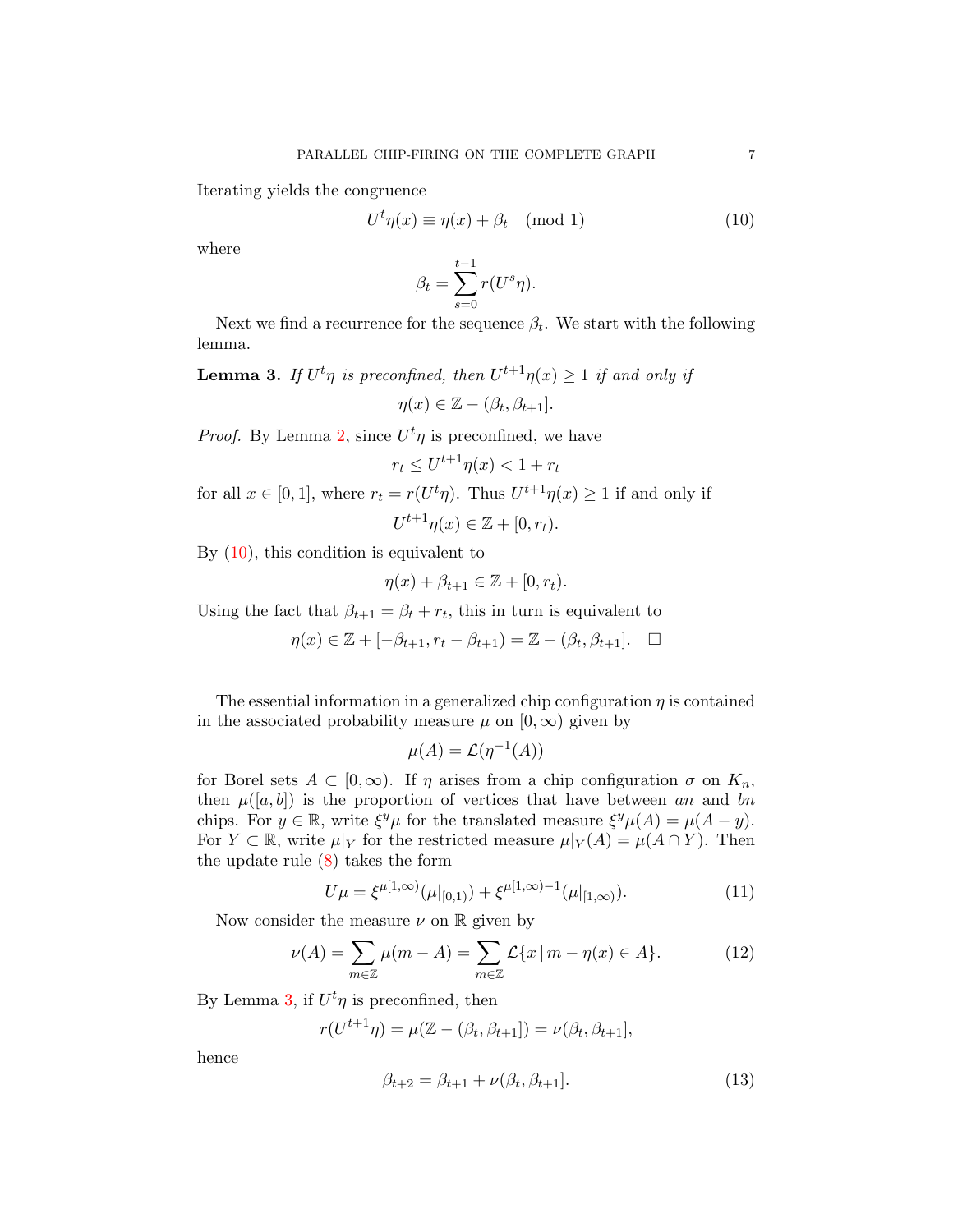Iterating yields the congruence

$$U^t\eta(x) \equiv \eta(x) + \beta_t \pmod 1 \tag{10}$$

where

$$\beta_t = \sum_{s=0}^{t-1} r(U^s\eta).$$

Next we find a recurrence for the sequence $\beta_t$. We start with the following lemma.

**Lemma 3.** *If $U^t\eta$ is preconfined, then $U^{t+1}\eta(x) \geq 1$ if and only if*

$$\eta(x) \in \mathbb{Z} - (\beta_t, \beta_{t+1}].$$

*Proof.* By Lemma 2, since $U^t\eta$ is preconfined, we have

$$r_t \leq U^{t+1}\eta(x) < 1 + r_t$$

for all $x \in [0,1]$, where $r_t = r(U^t\eta)$. Thus $U^{t+1}\eta(x) \geq 1$ if and only if

$$U^{t+1}\eta(x) \in \mathbb{Z} + [0, r_t).$$

By (10), this condition is equivalent to

$$\eta(x) + \beta_{t+1} \in \mathbb{Z} + [0, r_t).$$

Using the fact that $\beta_{t+1} = \beta_t + r_t$, this in turn is equivalent to

$$\eta(x) \in \mathbb{Z} + [-\beta_{t+1}, r_t - \beta_{t+1}) = \mathbb{Z} - (\beta_t, \beta_{t+1}]. \quad \square$$

The essential information in a generalized chip configuration $\eta$ is contained in the associated probability measure $\mu$ on $[0, \infty)$ given by

$$\mu(A) = \mathcal{L}(\eta^{-1}(A))$$

for Borel sets $A \subset [0, \infty)$. If $\eta$ arises from a chip configuration $\sigma$ on $K_n$, then $\mu([a,b])$ is the proportion of vertices that have between $an$ and $bn$ chips. For $y \in \mathbb{R}$, write $\xi^y\mu$ for the translated measure $\xi^y\mu(A) = \mu(A - y)$. For $Y \subset \mathbb{R}$, write $\mu|_Y$ for the restricted measure $\mu|_Y(A) = \mu(A \cap Y)$. Then the update rule (8) takes the form

$$U\mu = \xi^{\mu[1,\infty)}(\mu|_{[0,1)}) + \xi^{\mu[1,\infty)-1}(\mu|_{[1,\infty)}). \tag{11}$$

Now consider the measure $\nu$ on $\mathbb{R}$ given by

$$\nu(A) = \sum_{m \in \mathbb{Z}} \mu(m - A) = \sum_{m \in \mathbb{Z}} \mathcal{L}\{x \,|\, m - \eta(x) \in A\}. \tag{12}$$

By Lemma 3, if $U^t\eta$ is preconfined, then

$$r(U^{t+1}\eta) = \mu(\mathbb{Z} - (\beta_t, \beta_{t+1}]) = \nu(\beta_t, \beta_{t+1}],$$

hence

$$\beta_{t+2} = \beta_{t+1} + \nu(\beta_t, \beta_{t+1}]. \tag{13}$$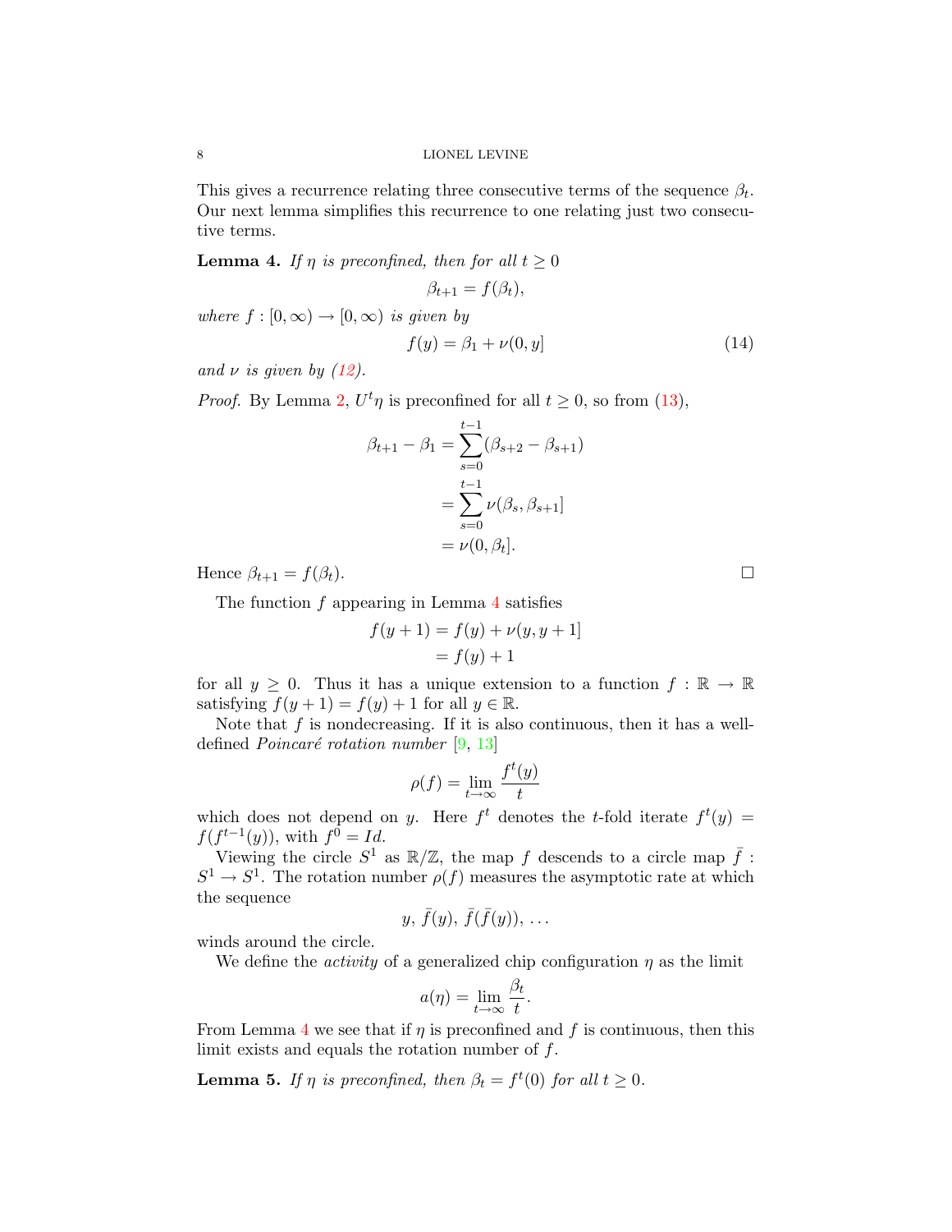This gives a recurrence relating three consecutive terms of the sequence $\beta_t$. Our next lemma simplifies this recurrence to one relating just two consecutive terms.

**Lemma 4.** *If $\eta$ is preconfined, then for all $t \geq 0$*

$$\beta_{t+1} = f(\beta_t),$$

*where $f : [0, \infty) \to [0, \infty)$ is given by*

$$f(y) = \beta_1 + \nu(0, y] \tag{14}$$

*and $\nu$ is given by (12).*

*Proof.* By Lemma 2, $U^t\eta$ is preconfined for all $t \geq 0$, so from (13),

$$\begin{aligned}
\beta_{t+1} - \beta_1 &= \sum_{s=0}^{t-1} (\beta_{s+2} - \beta_{s+1}) \\
&= \sum_{s=0}^{t-1} \nu(\beta_s, \beta_{s+1}] \\
&= \nu(0, \beta_t].
\end{aligned}$$

Hence $\beta_{t+1} = f(\beta_t)$. $\square$

The function $f$ appearing in Lemma 4 satisfies

$$\begin{aligned}
f(y+1) &= f(y) + \nu(y, y+1] \\
&= f(y) + 1
\end{aligned}$$

for all $y \geq 0$. Thus it has a unique extension to a function $f : \mathbb{R} \to \mathbb{R}$ satisfying $f(y+1) = f(y) + 1$ for all $y \in \mathbb{R}$.

Note that $f$ is nondecreasing. If it is also continuous, then it has a well-defined *Poincaré rotation number* [9, 13]

$$\rho(f) = \lim_{t \to \infty} \frac{f^t(y)}{t}$$

which does not depend on $y$. Here $f^t$ denotes the $t$-fold iterate $f^t(y) = f(f^{t-1}(y))$, with $f^0 = Id$.

Viewing the circle $S^1$ as $\mathbb{R}/\mathbb{Z}$, the map $f$ descends to a circle map $\bar{f} : S^1 \to S^1$. The rotation number $\rho(f)$ measures the asymptotic rate at which the sequence

$$y,\ \bar{f}(y),\ \bar{f}(\bar{f}(y)),\ \ldots$$

winds around the circle.

We define the *activity* of a generalized chip configuration $\eta$ as the limit

$$a(\eta) = \lim_{t \to \infty} \frac{\beta_t}{t}.$$

From Lemma 4 we see that if $\eta$ is preconfined and $f$ is continuous, then this limit exists and equals the rotation number of $f$.

**Lemma 5.** *If $\eta$ is preconfined, then $\beta_t = f^t(0)$ for all $t \geq 0$.*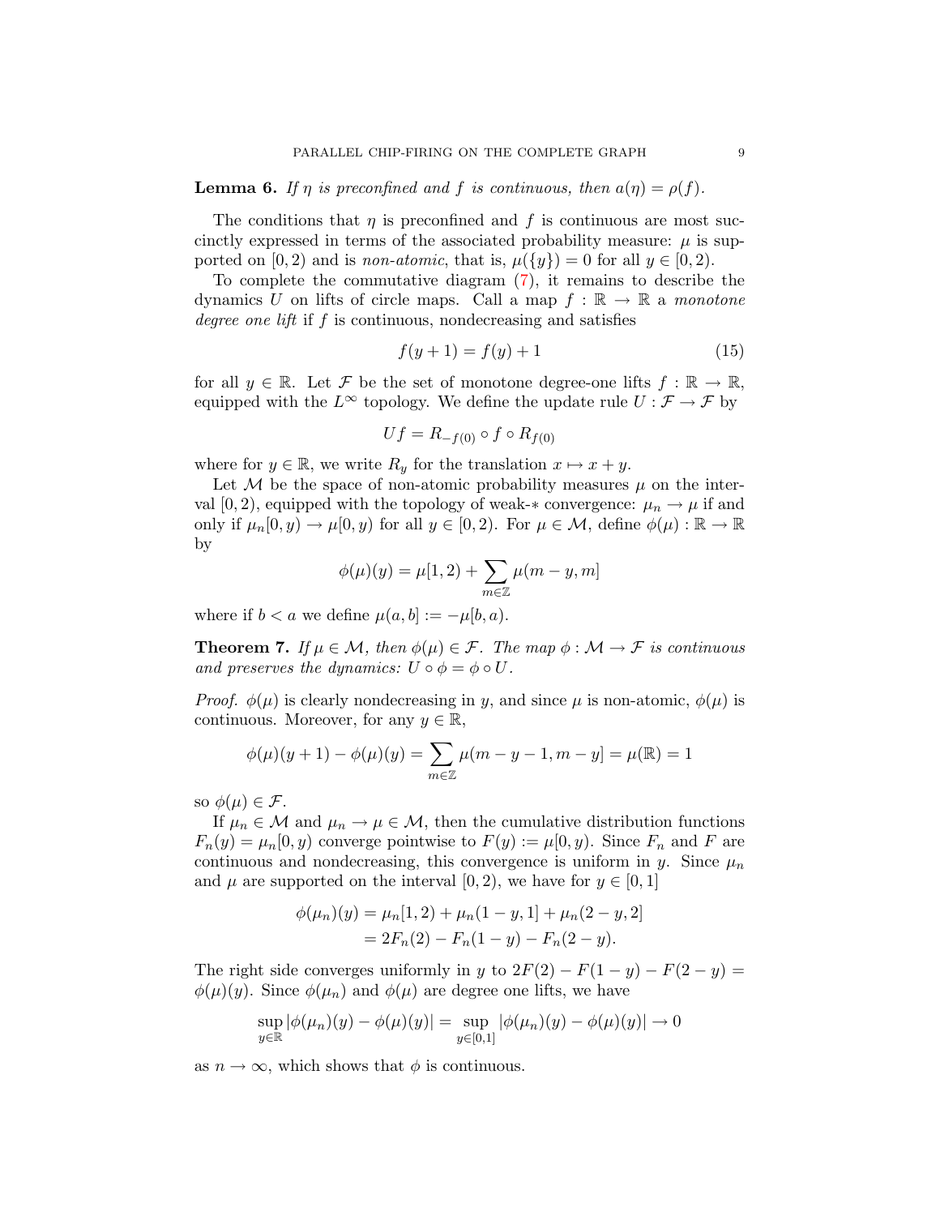**Lemma 6.** *If $\eta$ is preconfined and $f$ is continuous, then $a(\eta) = \rho(f)$.*

The conditions that $\eta$ is preconfined and $f$ is continuous are most succinctly expressed in terms of the associated probability measure: $\mu$ is supported on $[0, 2)$ and is *non-atomic*, that is, $\mu(\{y\}) = 0$ for all $y \in [0, 2)$.

To complete the commutative diagram (7), it remains to describe the dynamics $U$ on lifts of circle maps. Call a map $f : \mathbb{R} \to \mathbb{R}$ a *monotone degree one lift* if $f$ is continuous, nondecreasing and satisfies

$$f(y + 1) = f(y) + 1 \tag{15}$$

for all $y \in \mathbb{R}$. Let $\mathcal{F}$ be the set of monotone degree-one lifts $f : \mathbb{R} \to \mathbb{R}$, equipped with the $L^\infty$ topology. We define the update rule $U : \mathcal{F} \to \mathcal{F}$ by

$$Uf = R_{-f(0)} \circ f \circ R_{f(0)}$$

where for $y \in \mathbb{R}$, we write $R_y$ for the translation $x \mapsto x + y$.

Let $\mathcal{M}$ be the space of non-atomic probability measures $\mu$ on the interval $[0, 2)$, equipped with the topology of weak-$*$ convergence: $\mu_n \to \mu$ if and only if $\mu_n[0, y) \to \mu[0, y)$ for all $y \in [0, 2)$. For $\mu \in \mathcal{M}$, define $\phi(\mu) : \mathbb{R} \to \mathbb{R}$ by

$$\phi(\mu)(y) = \mu[1, 2) + \sum_{m \in \mathbb{Z}} \mu(m - y, m]$$

where if $b < a$ we define $\mu(a, b] := -\mu[b, a)$.

**Theorem 7.** *If $\mu \in \mathcal{M}$, then $\phi(\mu) \in \mathcal{F}$. The map $\phi : \mathcal{M} \to \mathcal{F}$ is continuous and preserves the dynamics: $U \circ \phi = \phi \circ U$.*

*Proof.* $\phi(\mu)$ is clearly nondecreasing in $y$, and since $\mu$ is non-atomic, $\phi(\mu)$ is continuous. Moreover, for any $y \in \mathbb{R}$,

$$\phi(\mu)(y + 1) - \phi(\mu)(y) = \sum_{m \in \mathbb{Z}} \mu(m - y - 1, m - y] = \mu(\mathbb{R}) = 1$$

so $\phi(\mu) \in \mathcal{F}$.

If $\mu_n \in \mathcal{M}$ and $\mu_n \to \mu \in \mathcal{M}$, then the cumulative distribution functions $F_n(y) = \mu_n[0, y)$ converge pointwise to $F(y) := \mu[0, y)$. Since $F_n$ and $F$ are continuous and nondecreasing, this convergence is uniform in $y$. Since $\mu_n$ and $\mu$ are supported on the interval $[0, 2)$, we have for $y \in [0, 1]$

$$\begin{aligned}
\phi(\mu_n)(y) &= \mu_n[1, 2) + \mu_n(1 - y, 1] + \mu_n(2 - y, 2] \\
&= 2F_n(2) - F_n(1 - y) - F_n(2 - y).
\end{aligned}$$

The right side converges uniformly in $y$ to $2F(2) - F(1 - y) - F(2 - y) = \phi(\mu)(y)$. Since $\phi(\mu_n)$ and $\phi(\mu)$ are degree one lifts, we have

$$\sup_{y \in \mathbb{R}} |\phi(\mu_n)(y) - \phi(\mu)(y)| = \sup_{y \in [0,1]} |\phi(\mu_n)(y) - \phi(\mu)(y)| \to 0$$

as $n \to \infty$, which shows that $\phi$ is continuous.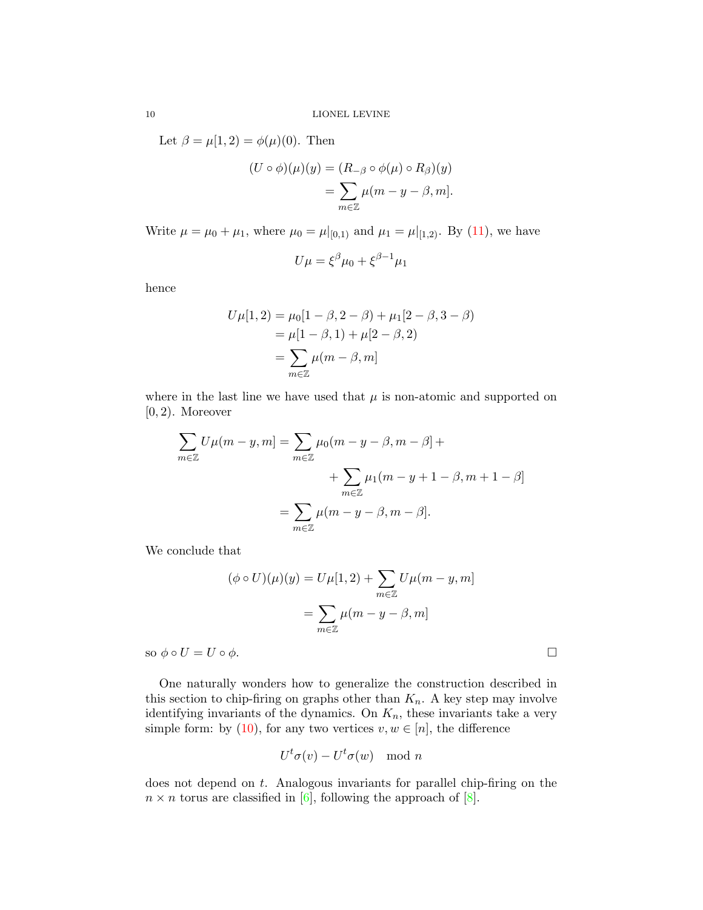Let $\beta = \mu[1,2) = \phi(\mu)(0)$. Then

$$\begin{aligned}(U \circ \phi)(\mu)(y) &= (R_{-\beta} \circ \phi(\mu) \circ R_\beta)(y) \\ &= \sum_{m \in \mathbb{Z}} \mu(m - y - \beta, m].\end{aligned}$$

Write $\mu = \mu_0 + \mu_1$, where $\mu_0 = \mu|_{[0,1)}$ and $\mu_1 = \mu|_{[1,2)}$. By (11), we have

$$U\mu = \xi^\beta \mu_0 + \xi^{\beta-1}\mu_1$$

hence

$$\begin{aligned}U\mu[1,2) &= \mu_0[1-\beta, 2-\beta) + \mu_1[2-\beta, 3-\beta) \\ &= \mu[1-\beta, 1) + \mu[2-\beta, 2) \\ &= \sum_{m \in \mathbb{Z}} \mu(m-\beta, m]\end{aligned}$$

where in the last line we have used that $\mu$ is non-atomic and supported on $[0,2)$. Moreover

$$\begin{aligned}\sum_{m \in \mathbb{Z}} U\mu(m-y, m] &= \sum_{m \in \mathbb{Z}} \mu_0(m-y-\beta, m-\beta] + \\ &\qquad + \sum_{m \in \mathbb{Z}} \mu_1(m-y+1-\beta, m+1-\beta] \\ &= \sum_{m \in \mathbb{Z}} \mu(m-y-\beta, m-\beta].\end{aligned}$$

We conclude that

$$\begin{aligned}(\phi \circ U)(\mu)(y) &= U\mu[1,2) + \sum_{m \in \mathbb{Z}} U\mu(m-y, m] \\ &= \sum_{m \in \mathbb{Z}} \mu(m-y-\beta, m]\end{aligned}$$

so $\phi \circ U = U \circ \phi$. □

One naturally wonders how to generalize the construction described in this section to chip-firing on graphs other than $K_n$. A key step may involve identifying invariants of the dynamics. On $K_n$, these invariants take a very simple form: by (10), for any two vertices $v, w \in [n]$, the difference

$$U^t\sigma(v) - U^t\sigma(w) \mod n$$

does not depend on $t$. Analogous invariants for parallel chip-firing on the $n \times n$ torus are classified in [6], following the approach of [8].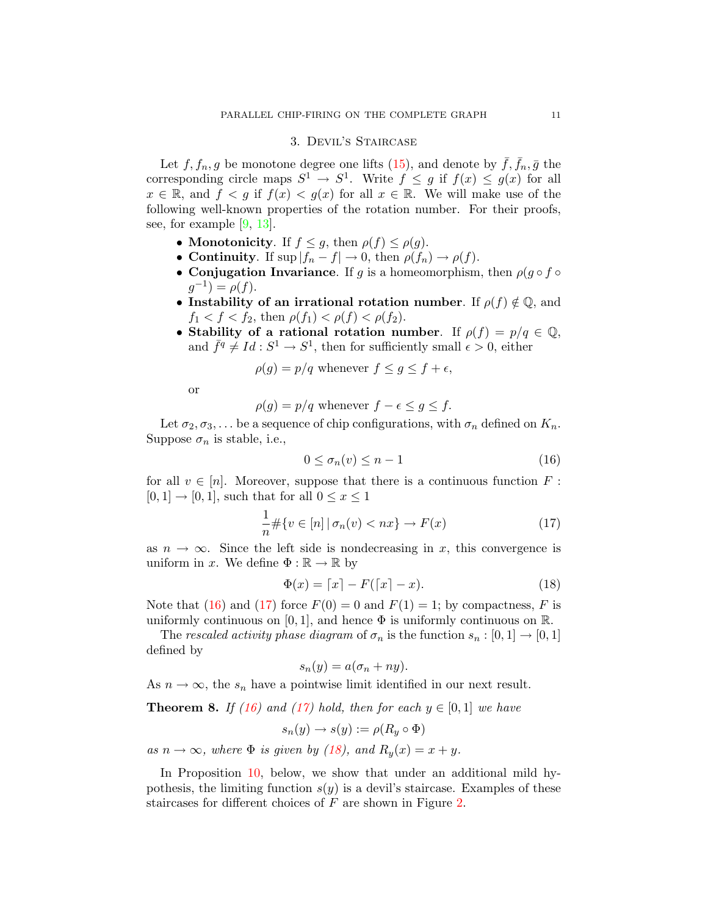## 3. Devil's Staircase

Let $f, f_n, g$ be monotone degree one lifts (15), and denote by $\bar{f}, \bar{f}_n, \bar{g}$ the corresponding circle maps $S^1 \to S^1$. Write $f \le g$ if $f(x) \le g(x)$ for all $x \in \mathbb{R}$, and $f < g$ if $f(x) < g(x)$ for all $x \in \mathbb{R}$. We will make use of the following well-known properties of the rotation number. For their proofs, see, for example [9, 13].

- **Monotonicity**. If $f \le g$, then $\rho(f) \le \rho(g)$.
- **Continuity**. If $\sup |f_n - f| \to 0$, then $\rho(f_n) \to \rho(f)$.
- **Conjugation Invariance**. If $g$ is a homeomorphism, then $\rho(g \circ f \circ g^{-1}) = \rho(f)$.
- **Instability of an irrational rotation number**. If $\rho(f) \notin \mathbb{Q}$, and $f_1 < f < f_2$, then $\rho(f_1) < \rho(f) < \rho(f_2)$.
- **Stability of a rational rotation number**. If $\rho(f) = p/q \in \mathbb{Q}$, and $\bar{f}^q \neq Id : S^1 \to S^1$, then for sufficiently small $\epsilon > 0$, either

$$\rho(g) = p/q \text{ whenever } f \le g \le f + \epsilon,$$

or

$$\rho(g) = p/q \text{ whenever } f - \epsilon \le g \le f.$$

Let $\sigma_2, \sigma_3, \dots$ be a sequence of chip configurations, with $\sigma_n$ defined on $K_n$. Suppose $\sigma_n$ is stable, i.e.,

$$0 \le \sigma_n(v) \le n - 1 \tag{16}$$

for all $v \in [n]$. Moreover, suppose that there is a continuous function $F : [0,1] \to [0,1]$, such that for all $0 \le x \le 1$

$$\frac{1}{n} \#\{v \in [n] \,|\, \sigma_n(v) < nx\} \to F(x) \tag{17}$$

as $n \to \infty$. Since the left side is nondecreasing in $x$, this convergence is uniform in $x$. We define $\Phi : \mathbb{R} \to \mathbb{R}$ by

$$\Phi(x) = \lceil x \rceil - F(\lceil x \rceil - x). \tag{18}$$

Note that (16) and (17) force $F(0) = 0$ and $F(1) = 1$; by compactness, $F$ is uniformly continuous on $[0,1]$, and hence $\Phi$ is uniformly continuous on $\mathbb{R}$.

The *rescaled activity phase diagram* of $\sigma_n$ is the function $s_n : [0,1] \to [0,1]$ defined by

$$s_n(y) = a(\sigma_n + ny).$$

As $n \to \infty$, the $s_n$ have a pointwise limit identified in our next result.

**Theorem 8.** *If (16) and (17) hold, then for each $y \in [0,1]$ we have*

$$s_n(y) \to s(y) := \rho(R_y \circ \Phi)$$

*as $n \to \infty$, where $\Phi$ is given by (18), and $R_y(x) = x + y$.*

In Proposition 10, below, we show that under an additional mild hypothesis, the limiting function $s(y)$ is a devil's staircase. Examples of these staircases for different choices of $F$ are shown in Figure 2.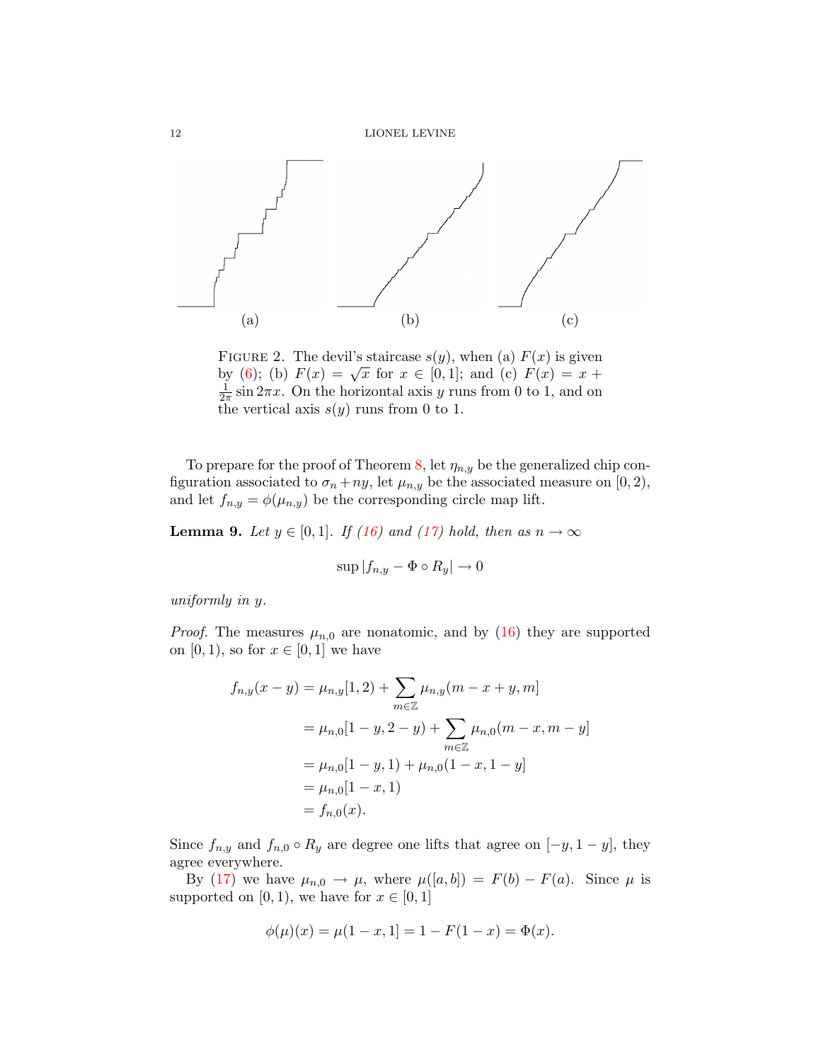(a) (b) (c)

FIGURE 2. The devil's staircase $s(y)$, when (a) $F(x)$ is given by (6); (b) $F(x) = \sqrt{x}$ for $x \in [0,1]$; and (c) $F(x) = x + \frac{1}{2\pi}\sin 2\pi x$. On the horizontal axis $y$ runs from 0 to 1, and on the vertical axis $s(y)$ runs from 0 to 1.

To prepare for the proof of Theorem 8, let $\eta_{n,y}$ be the generalized chip configuration associated to $\sigma_n + ny$, let $\mu_{n,y}$ be the associated measure on $[0,2)$, and let $f_{n,y} = \phi(\mu_{n,y})$ be the corresponding circle map lift.

**Lemma 9.** *Let $y \in [0,1]$. If (16) and (17) hold, then as $n \to \infty$*

$$\sup |f_{n,y} - \Phi \circ R_y| \to 0$$

*uniformly in $y$.*

*Proof.* The measures $\mu_{n,0}$ are nonatomic, and by (16) they are supported on $[0,1)$, so for $x \in [0,1]$ we have

$$\begin{aligned}
f_{n,y}(x-y) &= \mu_{n,y}[1,2) + \sum_{m \in \mathbb{Z}} \mu_{n,y}(m-x+y, m] \\
&= \mu_{n,0}[1-y, 2-y) + \sum_{m \in \mathbb{Z}} \mu_{n,0}(m-x, m-y] \\
&= \mu_{n,0}[1-y, 1) + \mu_{n,0}(1-x, 1-y] \\
&= \mu_{n,0}[1-x, 1) \\
&= f_{n,0}(x).
\end{aligned}$$

Since $f_{n,y}$ and $f_{n,0} \circ R_y$ are degree one lifts that agree on $[-y, 1-y]$, they agree everywhere.

By (17) we have $\mu_{n,0} \to \mu$, where $\mu([a,b]) = F(b) - F(a)$. Since $\mu$ is supported on $[0,1)$, we have for $x \in [0,1]$

$$\phi(\mu)(x) = \mu(1-x, 1] = 1 - F(1-x) = \Phi(x).$$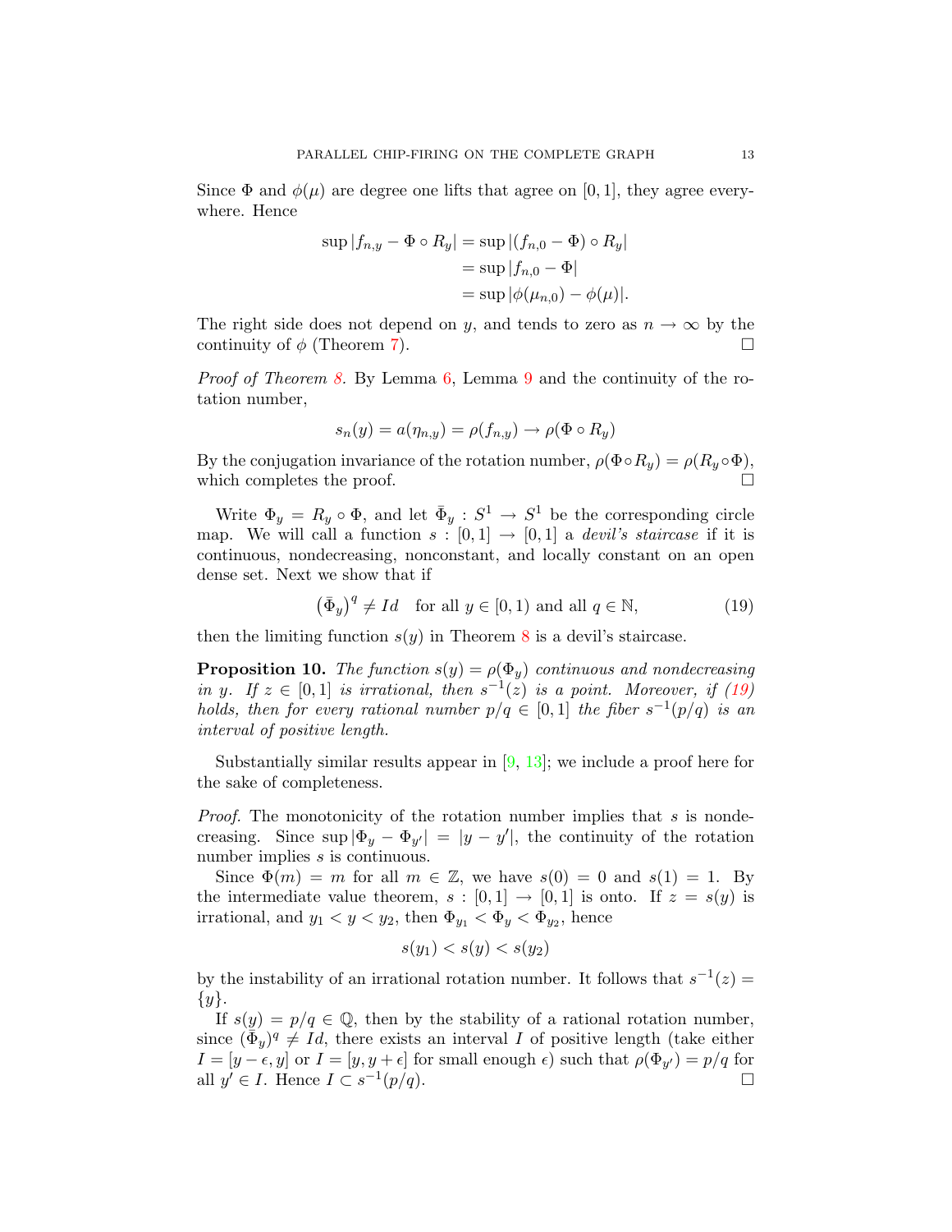Since $\Phi$ and $\phi(\mu)$ are degree one lifts that agree on $[0,1]$, they agree everywhere. Hence

$$\begin{aligned}
\sup |f_{n,y} - \Phi \circ R_y| &= \sup |(f_{n,0} - \Phi) \circ R_y| \\
&= \sup |f_{n,0} - \Phi| \\
&= \sup |\phi(\mu_{n,0}) - \phi(\mu)|.
\end{aligned}$$

The right side does not depend on $y$, and tends to zero as $n \to \infty$ by the continuity of $\phi$ (Theorem 7). ∎

*Proof of Theorem 8.* By Lemma 6, Lemma 9 and the continuity of the rotation number,

$$s_n(y) = a(\eta_{n,y}) = \rho(f_{n,y}) \to \rho(\Phi \circ R_y)$$

By the conjugation invariance of the rotation number, $\rho(\Phi \circ R_y) = \rho(R_y \circ \Phi)$, which completes the proof. ∎

Write $\Phi_y = R_y \circ \Phi$, and let $\bar{\Phi}_y : S^1 \to S^1$ be the corresponding circle map. We will call a function $s : [0,1] \to [0,1]$ a *devil's staircase* if it is continuous, nondecreasing, nonconstant, and locally constant on an open dense set. Next we show that if

$$\left(\bar{\Phi}_y\right)^q \neq Id \quad \text{for all } y \in [0,1) \text{ and all } q \in \mathbb{N}, \tag{19}$$

then the limiting function $s(y)$ in Theorem 8 is a devil's staircase.

**Proposition 10.** *The function $s(y) = \rho(\Phi_y)$ continuous and nondecreasing in $y$. If $z \in [0,1]$ is irrational, then $s^{-1}(z)$ is a point. Moreover, if (19) holds, then for every rational number $p/q \in [0,1]$ the fiber $s^{-1}(p/q)$ is an interval of positive length.*

Substantially similar results appear in [9, 13]; we include a proof here for the sake of completeness.

*Proof.* The monotonicity of the rotation number implies that $s$ is nondecreasing. Since $\sup |\Phi_y - \Phi_{y'}| = |y - y'|$, the continuity of the rotation number implies $s$ is continuous.

Since $\Phi(m) = m$ for all $m \in \mathbb{Z}$, we have $s(0) = 0$ and $s(1) = 1$. By the intermediate value theorem, $s : [0,1] \to [0,1]$ is onto. If $z = s(y)$ is irrational, and $y_1 < y < y_2$, then $\Phi_{y_1} < \Phi_y < \Phi_{y_2}$, hence

$$s(y_1) < s(y) < s(y_2)$$

by the instability of an irrational rotation number. It follows that $s^{-1}(z) = \{y\}$.

If $s(y) = p/q \in \mathbb{Q}$, then by the stability of a rational rotation number, since $(\bar{\Phi}_y)^q \neq Id$, there exists an interval $I$ of positive length (take either $I = [y - \epsilon, y]$ or $I = [y, y + \epsilon]$ for small enough $\epsilon$) such that $\rho(\Phi_{y'}) = p/q$ for all $y' \in I$. Hence $I \subset s^{-1}(p/q)$. ∎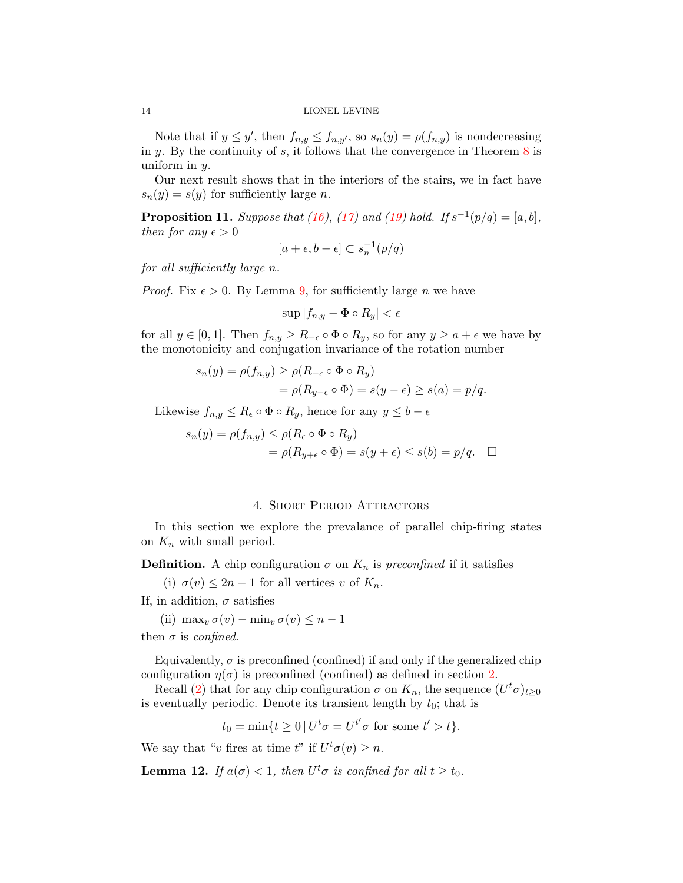Note that if $y \le y'$, then $f_{n,y} \le f_{n,y'}$, so $s_n(y) = \rho(f_{n,y})$ is nondecreasing in $y$. By the continuity of $s$, it follows that the convergence in Theorem 8 is uniform in $y$.

Our next result shows that in the interiors of the stairs, we in fact have $s_n(y) = s(y)$ for sufficiently large $n$.

**Proposition 11.** *Suppose that (16), (17) and (19) hold. If $s^{-1}(p/q) = [a,b]$, then for any $\epsilon > 0$*

$$[a+\epsilon, b-\epsilon] \subset s_n^{-1}(p/q)$$

*for all sufficiently large $n$.*

*Proof.* Fix $\epsilon > 0$. By Lemma 9, for sufficiently large $n$ we have

$$\sup |f_{n,y} - \Phi \circ R_y| < \epsilon$$

for all $y \in [0,1]$. Then $f_{n,y} \ge R_{-\epsilon} \circ \Phi \circ R_y$, so for any $y \ge a + \epsilon$ we have by the monotonicity and conjugation invariance of the rotation number

$$\begin{aligned} s_n(y) = \rho(f_{n,y}) &\ge \rho(R_{-\epsilon} \circ \Phi \circ R_y) \\ &= \rho(R_{y-\epsilon} \circ \Phi) = s(y-\epsilon) \ge s(a) = p/q. \end{aligned}$$

Likewise $f_{n,y} \le R_\epsilon \circ \Phi \circ R_y$, hence for any $y \le b - \epsilon$

$$\begin{aligned} s_n(y) = \rho(f_{n,y}) &\le \rho(R_\epsilon \circ \Phi \circ R_y) \\ &= \rho(R_{y+\epsilon} \circ \Phi) = s(y+\epsilon) \le s(b) = p/q. \quad \square \end{aligned}$$

## 4. Short Period Attractors

In this section we explore the prevalance of parallel chip-firing states on $K_n$ with small period.

**Definition.** A chip configuration $\sigma$ on $K_n$ is *preconfined* if it satisfies

(i) $\sigma(v) \le 2n - 1$ for all vertices $v$ of $K_n$.

If, in addition, $\sigma$ satisfies

(ii) $\max_v \sigma(v) - \min_v \sigma(v) \le n - 1$

then $\sigma$ is *confined*.

Equivalently, $\sigma$ is preconfined (confined) if and only if the generalized chip configuration $\eta(\sigma)$ is preconfined (confined) as defined in section 2.

Recall (2) that for any chip configuration $\sigma$ on $K_n$, the sequence $(U^t\sigma)_{t\ge 0}$ is eventually periodic. Denote its transient length by $t_0$; that is

$$t_0 = \min\{t \ge 0 \,|\, U^t\sigma = U^{t'}\sigma \text{ for some } t' > t\}.$$

We say that "$v$ fires at time $t$" if $U^t\sigma(v) \ge n$.

**Lemma 12.** *If $a(\sigma) < 1$, then $U^t\sigma$ is confined for all $t \ge t_0$.*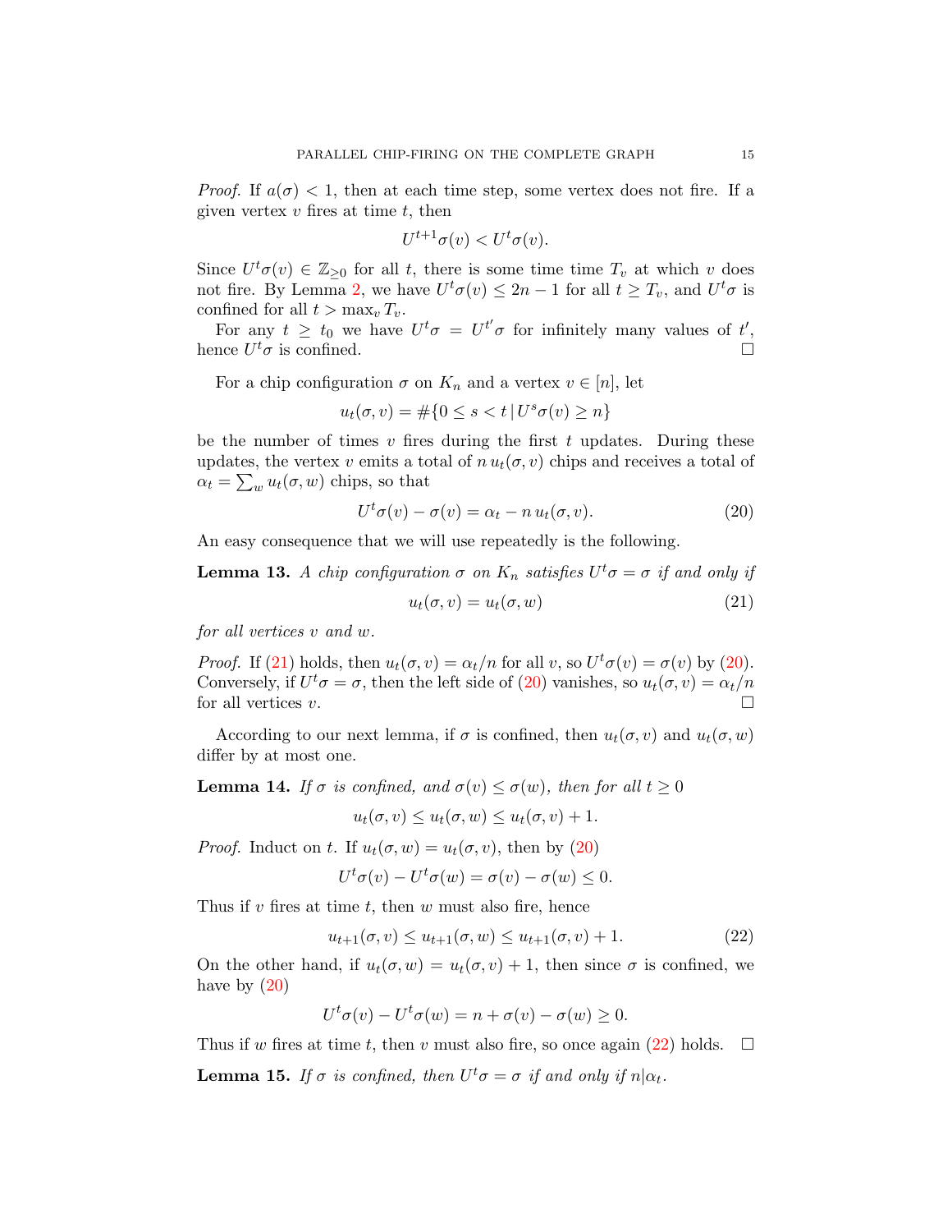*Proof.* If $a(\sigma) < 1$, then at each time step, some vertex does not fire. If a given vertex $v$ fires at time $t$, then

$$U^{t+1}\sigma(v) < U^t\sigma(v).$$

Since $U^t\sigma(v) \in \mathbb{Z}_{\geq 0}$ for all $t$, there is some time time $T_v$ at which $v$ does not fire. By Lemma 2, we have $U^t\sigma(v) \leq 2n-1$ for all $t \geq T_v$, and $U^t\sigma$ is confined for all $t > \max_v T_v$.

For any $t \geq t_0$ we have $U^t\sigma = U^{t'}\sigma$ for infinitely many values of $t'$, hence $U^t\sigma$ is confined. $\square$

For a chip configuration $\sigma$ on $K_n$ and a vertex $v \in [n]$, let

$$u_t(\sigma, v) = \#\{0 \leq s < t \,|\, U^s\sigma(v) \geq n\}$$

be the number of times $v$ fires during the first $t$ updates. During these updates, the vertex $v$ emits a total of $n\, u_t(\sigma, v)$ chips and receives a total of $\alpha_t = \sum_w u_t(\sigma, w)$ chips, so that

$$U^t\sigma(v) - \sigma(v) = \alpha_t - n\, u_t(\sigma, v). \tag{20}$$

An easy consequence that we will use repeatedly is the following.

**Lemma 13.** *A chip configuration $\sigma$ on $K_n$ satisfies $U^t\sigma = \sigma$ if and only if*

$$u_t(\sigma, v) = u_t(\sigma, w) \tag{21}$$

*for all vertices $v$ and $w$.*

*Proof.* If (21) holds, then $u_t(\sigma, v) = \alpha_t/n$ for all $v$, so $U^t\sigma(v) = \sigma(v)$ by (20). Conversely, if $U^t\sigma = \sigma$, then the left side of (20) vanishes, so $u_t(\sigma, v) = \alpha_t/n$ for all vertices $v$. $\square$

According to our next lemma, if $\sigma$ is confined, then $u_t(\sigma, v)$ and $u_t(\sigma, w)$ differ by at most one.

**Lemma 14.** *If $\sigma$ is confined, and $\sigma(v) \leq \sigma(w)$, then for all $t \geq 0$*

$$u_t(\sigma, v) \leq u_t(\sigma, w) \leq u_t(\sigma, v) + 1.$$

*Proof.* Induct on $t$. If $u_t(\sigma, w) = u_t(\sigma, v)$, then by (20)

$$U^t\sigma(v) - U^t\sigma(w) = \sigma(v) - \sigma(w) \leq 0.$$

Thus if $v$ fires at time $t$, then $w$ must also fire, hence

$$u_{t+1}(\sigma, v) \leq u_{t+1}(\sigma, w) \leq u_{t+1}(\sigma, v) + 1. \tag{22}$$

On the other hand, if $u_t(\sigma, w) = u_t(\sigma, v) + 1$, then since $\sigma$ is confined, we have by (20)

$$U^t\sigma(v) - U^t\sigma(w) = n + \sigma(v) - \sigma(w) \geq 0.$$

Thus if $w$ fires at time $t$, then $v$ must also fire, so once again (22) holds. $\square$

**Lemma 15.** *If $\sigma$ is confined, then $U^t\sigma = \sigma$ if and only if $n | \alpha_t$.*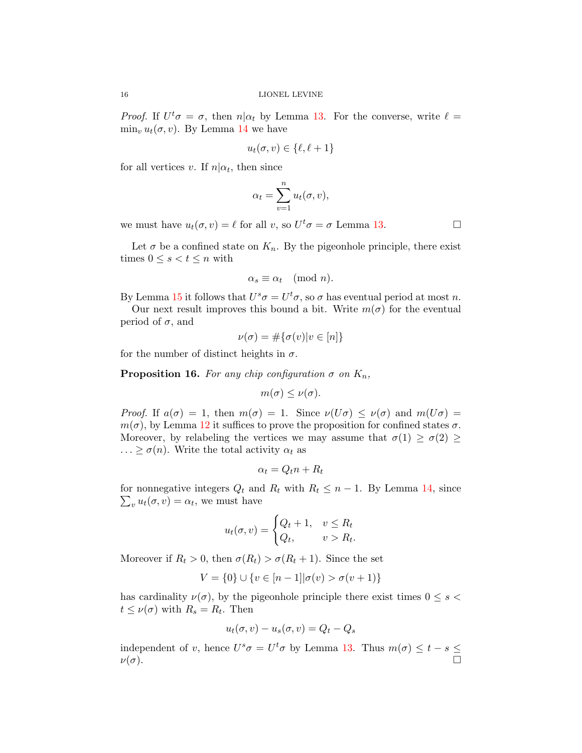*Proof.* If $U^t\sigma = \sigma$, then $n|\alpha_t$ by Lemma 13. For the converse, write $\ell = \min_v u_t(\sigma, v)$. By Lemma 14 we have

$$u_t(\sigma, v) \in \{\ell, \ell + 1\}$$

for all vertices $v$. If $n|\alpha_t$, then since

$$\alpha_t = \sum_{v=1}^{n} u_t(\sigma, v),$$

we must have $u_t(\sigma, v) = \ell$ for all $v$, so $U^t\sigma = \sigma$ Lemma 13. □

Let $\sigma$ be a confined state on $K_n$. By the pigeonhole principle, there exist times $0 \le s < t \le n$ with

$$\alpha_s \equiv \alpha_t \pmod{n}.$$

By Lemma 15 it follows that $U^s\sigma = U^t\sigma$, so $\sigma$ has eventual period at most $n$.

Our next result improves this bound a bit. Write $m(\sigma)$ for the eventual period of $\sigma$, and

$$\nu(\sigma) = \#\{\sigma(v) | v \in [n]\}$$

for the number of distinct heights in $\sigma$.

**Proposition 16.** *For any chip configuration $\sigma$ on $K_n$,*

$$m(\sigma) \le \nu(\sigma).$$

*Proof.* If $a(\sigma) = 1$, then $m(\sigma) = 1$. Since $\nu(U\sigma) \le \nu(\sigma)$ and $m(U\sigma) = m(\sigma)$, by Lemma 12 it suffices to prove the proposition for confined states $\sigma$. Moreover, by relabeling the vertices we may assume that $\sigma(1) \ge \sigma(2) \ge \ldots \ge \sigma(n)$. Write the total activity $\alpha_t$ as

$$\alpha_t = Q_t n + R_t$$

for nonnegative integers $Q_t$ and $R_t$ with $R_t \le n - 1$. By Lemma 14, since $\sum_v u_t(\sigma, v) = \alpha_t$, we must have

$$u_t(\sigma, v) = \begin{cases} Q_t + 1, & v \le R_t \\ Q_t, & v > R_t. \end{cases}$$

Moreover if $R_t > 0$, then $\sigma(R_t) > \sigma(R_t + 1)$. Since the set

$$V = \{0\} \cup \{v \in [n-1] | \sigma(v) > \sigma(v+1)\}$$

has cardinality $\nu(\sigma)$, by the pigeonhole principle there exist times $0 \le s < t \le \nu(\sigma)$ with $R_s = R_t$. Then

$$u_t(\sigma, v) - u_s(\sigma, v) = Q_t - Q_s$$

independent of $v$, hence $U^s\sigma = U^t\sigma$ by Lemma 13. Thus $m(\sigma) \le t - s \le \nu(\sigma)$. □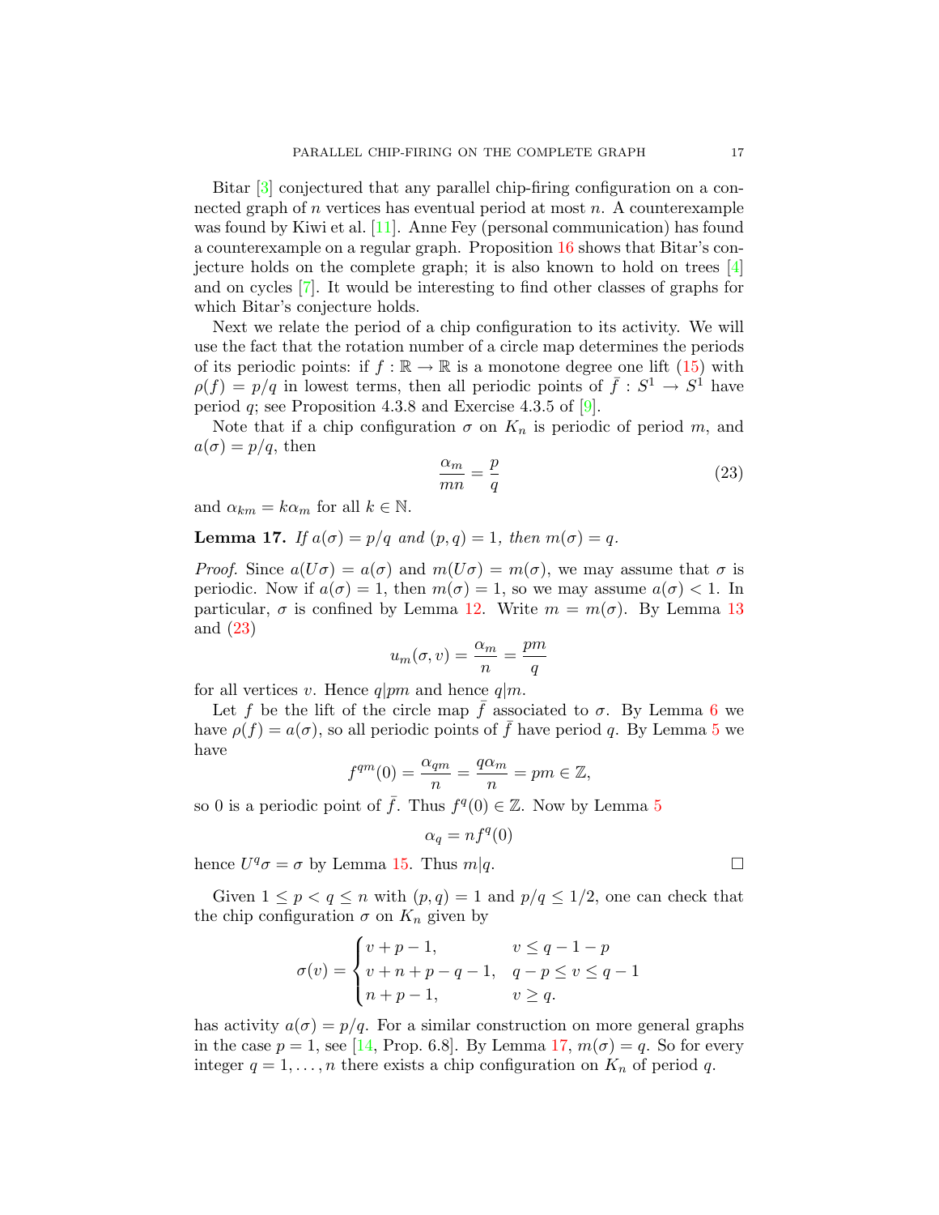Bitar [3] conjectured that any parallel chip-firing configuration on a connected graph of $n$ vertices has eventual period at most $n$. A counterexample was found by Kiwi et al. [11]. Anne Fey (personal communication) has found a counterexample on a regular graph. Proposition 16 shows that Bitar's conjecture holds on the complete graph; it is also known to hold on trees [4] and on cycles [7]. It would be interesting to find other classes of graphs for which Bitar's conjecture holds.

Next we relate the period of a chip configuration to its activity. We will use the fact that the rotation number of a circle map determines the periods of its periodic points: if $f : \mathbb{R} \to \mathbb{R}$ is a monotone degree one lift (15) with $\rho(f) = p/q$ in lowest terms, then all periodic points of $\bar{f} : S^1 \to S^1$ have period $q$; see Proposition 4.3.8 and Exercise 4.3.5 of [9].

Note that if a chip configuration $\sigma$ on $K_n$ is periodic of period $m$, and $a(\sigma) = p/q$, then

$$\frac{\alpha_m}{mn} = \frac{p}{q} \tag{23}$$

and $\alpha_{km} = k\alpha_m$ for all $k \in \mathbb{N}$.

**Lemma 17.** *If $a(\sigma) = p/q$ and $(p,q) = 1$, then $m(\sigma) = q$.*

*Proof.* Since $a(U\sigma) = a(\sigma)$ and $m(U\sigma) = m(\sigma)$, we may assume that $\sigma$ is periodic. Now if $a(\sigma) = 1$, then $m(\sigma) = 1$, so we may assume $a(\sigma) < 1$. In particular, $\sigma$ is confined by Lemma 12. Write $m = m(\sigma)$. By Lemma 13 and (23)

$$u_m(\sigma, v) = \frac{\alpha_m}{n} = \frac{pm}{q}$$

for all vertices $v$. Hence $q|pm$ and hence $q|m$.

Let $f$ be the lift of the circle map $\bar{f}$ associated to $\sigma$. By Lemma 6 we have $\rho(f) = a(\sigma)$, so all periodic points of $\bar{f}$ have period $q$. By Lemma 5 we have

$$f^{qm}(0) = \frac{\alpha_{qm}}{n} = \frac{q\alpha_m}{n} = pm \in \mathbb{Z},$$

so 0 is a periodic point of $\bar{f}$. Thus $f^q(0) \in \mathbb{Z}$. Now by Lemma 5

$$\alpha_q = nf^q(0)$$

hence $U^q\sigma = \sigma$ by Lemma 15. Thus $m|q$. $\square$

Given $1 \le p < q \le n$ with $(p,q) = 1$ and $p/q \le 1/2$, one can check that the chip configuration $\sigma$ on $K_n$ given by

$$\sigma(v) = \begin{cases} v + p - 1, & v \le q - 1 - p \\ v + n + p - q - 1, & q - p \le v \le q - 1 \\ n + p - 1, & v \ge q. \end{cases}$$

has activity $a(\sigma) = p/q$. For a similar construction on more general graphs in the case $p = 1$, see [14, Prop. 6.8]. By Lemma 17, $m(\sigma) = q$. So for every integer $q = 1, \ldots, n$ there exists a chip configuration on $K_n$ of period $q$.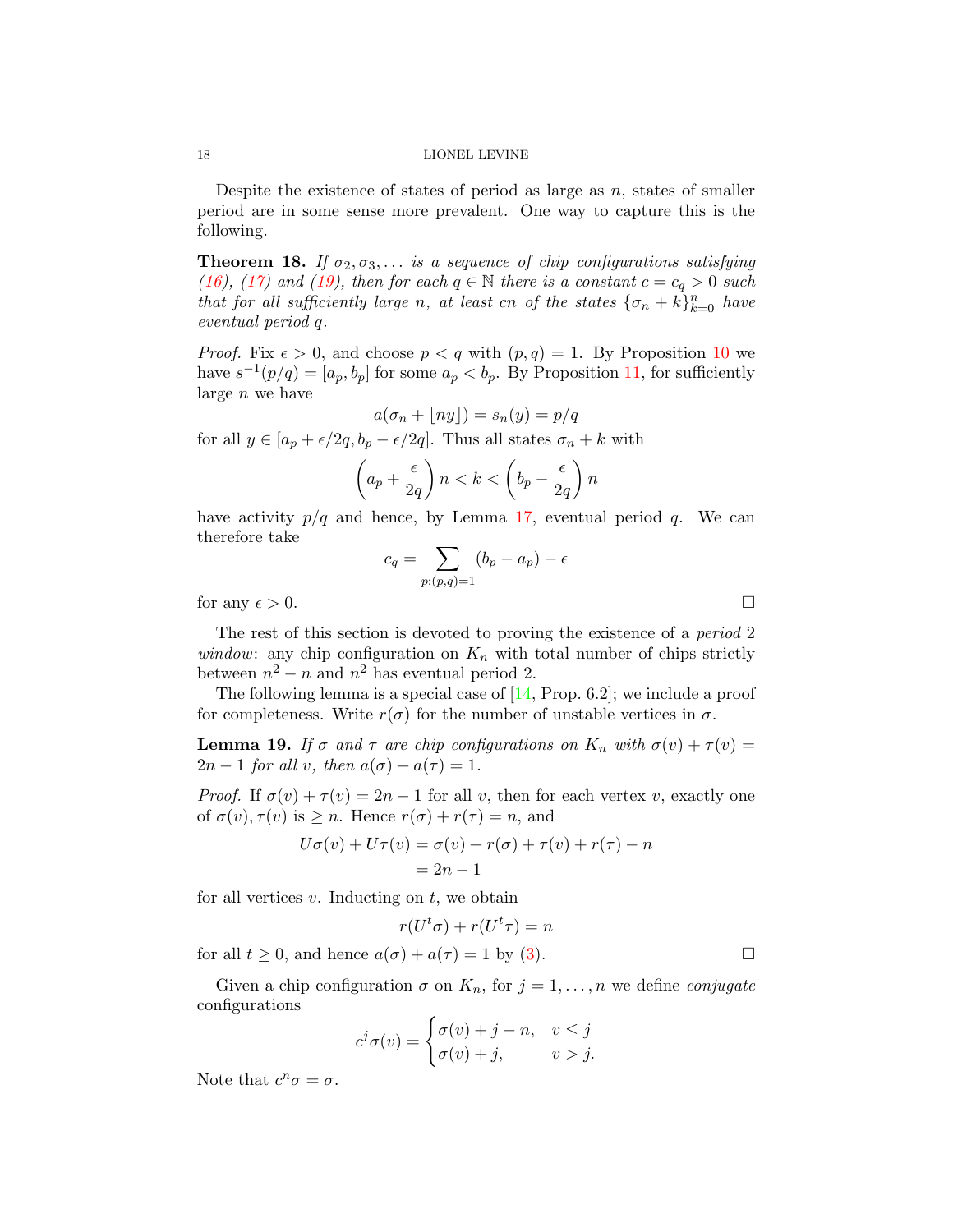Despite the existence of states of period as large as $n$, states of smaller period are in some sense more prevalent. One way to capture this is the following.

**Theorem 18.** *If $\sigma_2, \sigma_3, \ldots$ is a sequence of chip configurations satisfying (16), (17) and (19), then for each $q \in \mathbb{N}$ there is a constant $c = c_q > 0$ such that for all sufficiently large $n$, at least $cn$ of the states $\{\sigma_n + k\}_{k=0}^{n}$ have eventual period $q$.*

*Proof.* Fix $\epsilon > 0$, and choose $p < q$ with $(p,q) = 1$. By Proposition 10 we have $s^{-1}(p/q) = [a_p, b_p]$ for some $a_p < b_p$. By Proposition 11, for sufficiently large $n$ we have

$$a(\sigma_n + \lfloor ny \rfloor) = s_n(y) = p/q$$

for all $y \in [a_p + \epsilon/2q, b_p - \epsilon/2q]$. Thus all states $\sigma_n + k$ with

$$\left(a_p + \frac{\epsilon}{2q}\right) n < k < \left(b_p - \frac{\epsilon}{2q}\right) n$$

have activity $p/q$ and hence, by Lemma 17, eventual period $q$. We can therefore take

$$c_q = \sum_{p:(p,q)=1} (b_p - a_p) - \epsilon$$

for any $\epsilon > 0$. $\square$

The rest of this section is devoted to proving the existence of a *period 2 window*: any chip configuration on $K_n$ with total number of chips strictly between $n^2 - n$ and $n^2$ has eventual period 2.

The following lemma is a special case of [14, Prop. 6.2]; we include a proof for completeness. Write $r(\sigma)$ for the number of unstable vertices in $\sigma$.

**Lemma 19.** *If $\sigma$ and $\tau$ are chip configurations on $K_n$ with $\sigma(v) + \tau(v) = 2n - 1$ for all $v$, then $a(\sigma) + a(\tau) = 1$.*

*Proof.* If $\sigma(v) + \tau(v) = 2n - 1$ for all $v$, then for each vertex $v$, exactly one of $\sigma(v), \tau(v)$ is $\geq n$. Hence $r(\sigma) + r(\tau) = n$, and

$$\begin{aligned}
U\sigma(v) + U\tau(v) &= \sigma(v) + r(\sigma) + \tau(v) + r(\tau) - n \\
&= 2n - 1
\end{aligned}$$

for all vertices $v$. Inducting on $t$, we obtain

$$r(U^t\sigma) + r(U^t\tau) = n$$

for all $t \geq 0$, and hence $a(\sigma) + a(\tau) = 1$ by (3). $\square$

Given a chip configuration $\sigma$ on $K_n$, for $j = 1, \ldots, n$ we define *conjugate* configurations

$$c^j\sigma(v) = \begin{cases} \sigma(v) + j - n, & v \leq j \\ \sigma(v) + j, & v > j. \end{cases}$$

Note that $c^n\sigma = \sigma$.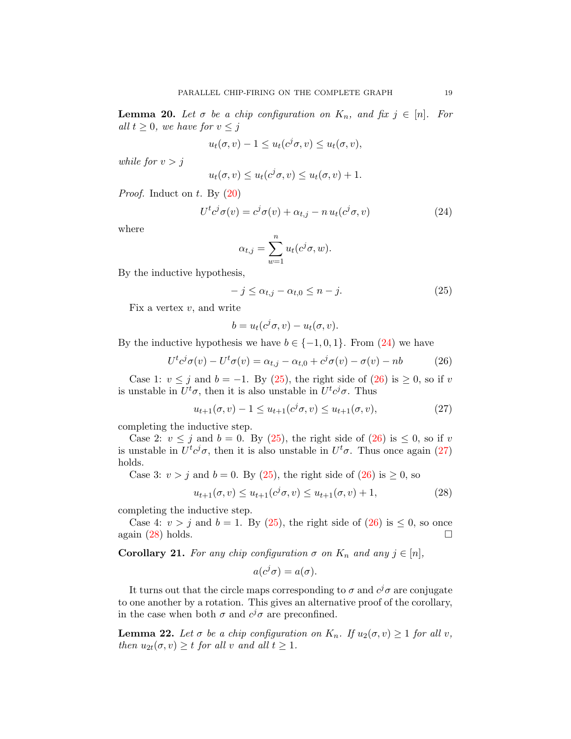**Lemma 20.** *Let $\sigma$ be a chip configuration on $K_n$, and fix $j \in [n]$. For all $t \geq 0$, we have for $v \leq j$*

$$u_t(\sigma, v) - 1 \leq u_t(c^j\sigma, v) \leq u_t(\sigma, v),$$

*while for $v > j$*

$$u_t(\sigma, v) \leq u_t(c^j\sigma, v) \leq u_t(\sigma, v) + 1.$$

*Proof.* Induct on $t$. By (20)

$$U^t c^j \sigma(v) = c^j\sigma(v) + \alpha_{t,j} - n\, u_t(c^j\sigma, v) \tag{24}$$

where

$$\alpha_{t,j} = \sum_{w=1}^{n} u_t(c^j\sigma, w).$$

By the inductive hypothesis,

$$-j \leq \alpha_{t,j} - \alpha_{t,0} \leq n - j. \tag{25}$$

Fix a vertex $v$, and write

$$b = u_t(c^j\sigma, v) - u_t(\sigma, v).$$

By the inductive hypothesis we have $b \in \{-1, 0, 1\}$. From (24) we have

$$U^t c^j\sigma(v) - U^t\sigma(v) = \alpha_{t,j} - \alpha_{t,0} + c^j\sigma(v) - \sigma(v) - nb \tag{26}$$

Case 1: $v \leq j$ and $b = -1$. By (25), the right side of (26) is $\geq 0$, so if $v$ is unstable in $U^t\sigma$, then it is also unstable in $U^t c^j\sigma$. Thus

$$u_{t+1}(\sigma, v) - 1 \leq u_{t+1}(c^j\sigma, v) \leq u_{t+1}(\sigma, v), \tag{27}$$

completing the inductive step.

Case 2: $v \leq j$ and $b = 0$. By (25), the right side of (26) is $\leq 0$, so if $v$ is unstable in $U^t c^j\sigma$, then it is also unstable in $U^t\sigma$. Thus once again (27) holds.

Case 3: $v > j$ and $b = 0$. By (25), the right side of (26) is $\geq 0$, so

$$u_{t+1}(\sigma, v) \leq u_{t+1}(c^j\sigma, v) \leq u_{t+1}(\sigma, v) + 1, \tag{28}$$

completing the inductive step.

Case 4: $v > j$ and $b = 1$. By (25), the right side of (26) is $\leq 0$, so once again (28) holds. $\square$

**Corollary 21.** *For any chip configuration $\sigma$ on $K_n$ and any $j \in [n]$,*

$$a(c^j\sigma) = a(\sigma).$$

It turns out that the circle maps corresponding to $\sigma$ and $c^j\sigma$ are conjugate to one another by a rotation. This gives an alternative proof of the corollary, in the case when both $\sigma$ and $c^j\sigma$ are preconfined.

**Lemma 22.** *Let $\sigma$ be a chip configuration on $K_n$. If $u_2(\sigma, v) \geq 1$ for all $v$, then $u_{2t}(\sigma, v) \geq t$ for all $v$ and all $t \geq 1$.*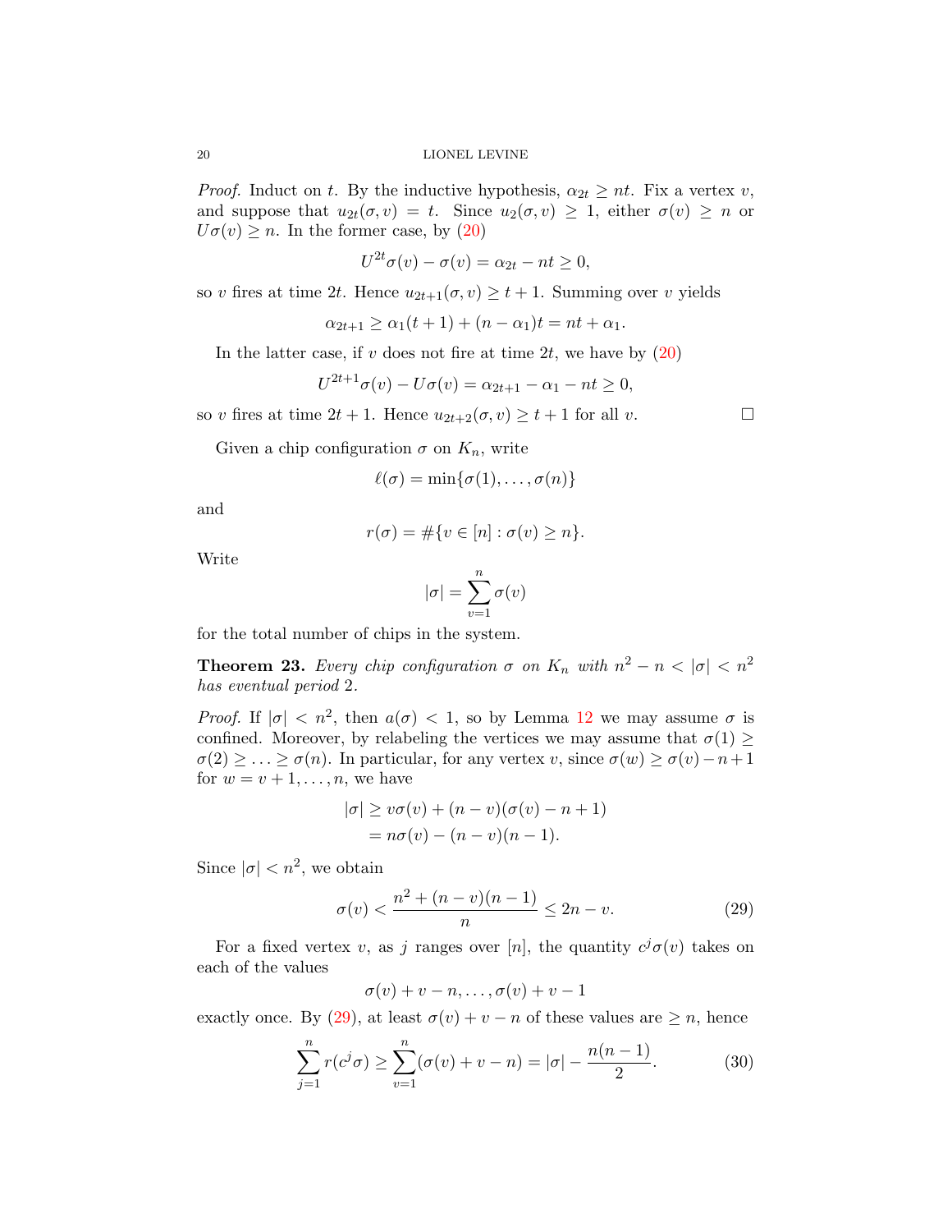*Proof.* Induct on $t$. By the inductive hypothesis, $\alpha_{2t} \geq nt$. Fix a vertex $v$, and suppose that $u_{2t}(\sigma, v) = t$. Since $u_2(\sigma, v) \geq 1$, either $\sigma(v) \geq n$ or $U\sigma(v) \geq n$. In the former case, by (20)

$$U^{2t}\sigma(v) - \sigma(v) = \alpha_{2t} - nt \geq 0,$$

so $v$ fires at time $2t$. Hence $u_{2t+1}(\sigma, v) \geq t+1$. Summing over $v$ yields

$$\alpha_{2t+1} \geq \alpha_1(t+1) + (n - \alpha_1)t = nt + \alpha_1.$$

In the latter case, if $v$ does not fire at time $2t$, we have by (20)

$$U^{2t+1}\sigma(v) - U\sigma(v) = \alpha_{2t+1} - \alpha_1 - nt \geq 0,$$

so $v$ fires at time $2t+1$. Hence $u_{2t+2}(\sigma, v) \geq t+1$ for all $v$. $\square$

Given a chip configuration $\sigma$ on $K_n$, write

$$\ell(\sigma) = \min\{\sigma(1), \ldots, \sigma(n)\}$$

and

$$r(\sigma) = \#\{v \in [n] : \sigma(v) \geq n\}.$$

Write

$$|\sigma| = \sum_{v=1}^{n} \sigma(v)$$

for the total number of chips in the system.

**Theorem 23.** *Every chip configuration $\sigma$ on $K_n$ with $n^2 - n < |\sigma| < n^2$ has eventual period 2.*

*Proof.* If $|\sigma| < n^2$, then $a(\sigma) < 1$, so by Lemma 12 we may assume $\sigma$ is confined. Moreover, by relabeling the vertices we may assume that $\sigma(1) \geq \sigma(2) \geq \ldots \geq \sigma(n)$. In particular, for any vertex $v$, since $\sigma(w) \geq \sigma(v) - n + 1$ for $w = v+1, \ldots, n$, we have

$$\begin{aligned}
|\sigma| &\geq v\sigma(v) + (n-v)(\sigma(v) - n + 1) \\
&= n\sigma(v) - (n-v)(n-1).
\end{aligned}$$

Since $|\sigma| < n^2$, we obtain

$$\sigma(v) < \frac{n^2 + (n-v)(n-1)}{n} \leq 2n - v. \tag{29}$$

For a fixed vertex $v$, as $j$ ranges over $[n]$, the quantity $c^j\sigma(v)$ takes on each of the values

$$\sigma(v) + v - n, \ldots, \sigma(v) + v - 1$$

exactly once. By (29), at least $\sigma(v) + v - n$ of these values are $\geq n$, hence

$$\sum_{j=1}^{n} r(c^j\sigma) \geq \sum_{v=1}^{n} (\sigma(v) + v - n) = |\sigma| - \frac{n(n-1)}{2}. \tag{30}$$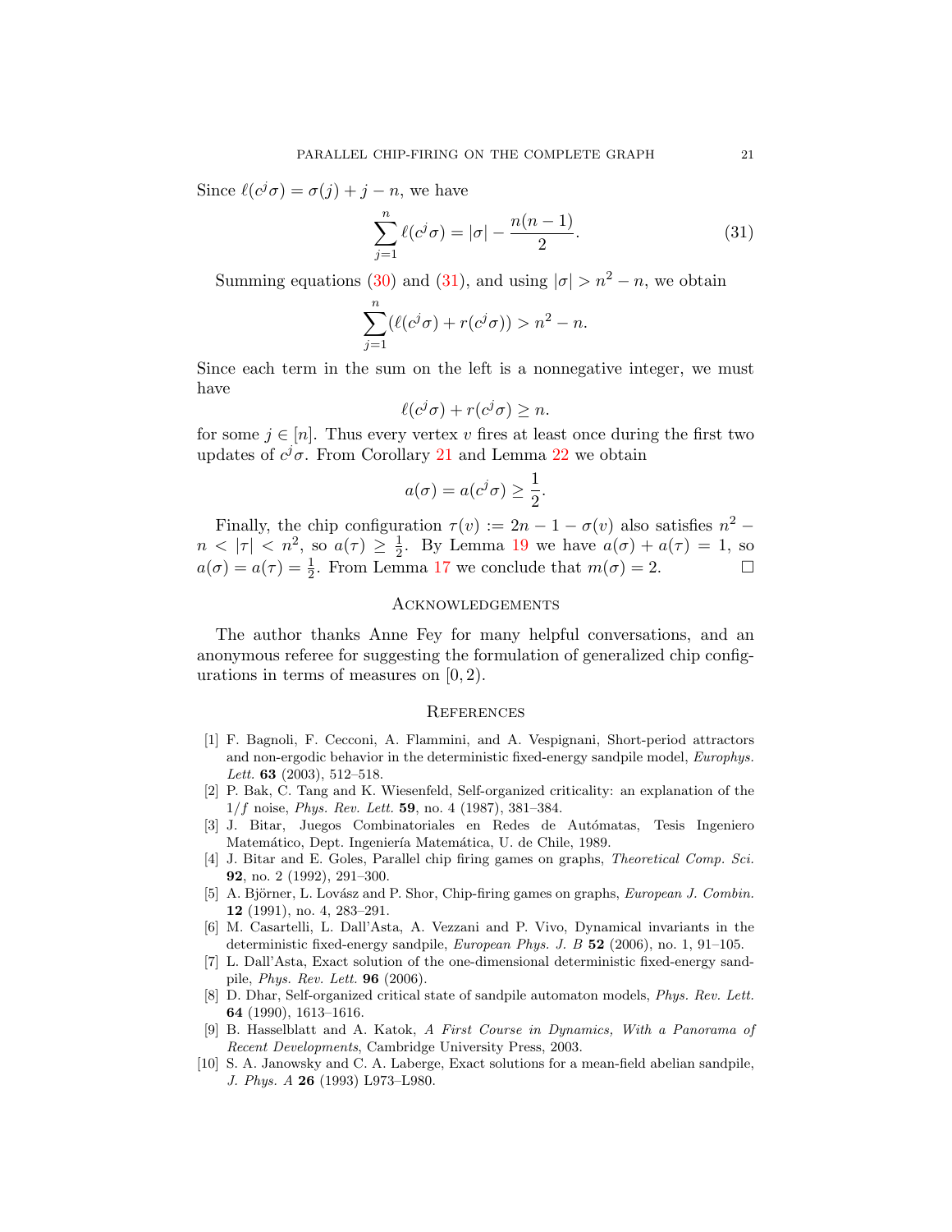Since $\ell(c^j\sigma) = \sigma(j) + j - n$, we have

$$\sum_{j=1}^{n} \ell(c^j\sigma) = |\sigma| - \frac{n(n-1)}{2}. \tag{31}$$

Summing equations (30) and (31), and using $|\sigma| > n^2 - n$, we obtain

$$\sum_{j=1}^{n} (\ell(c^j\sigma) + r(c^j\sigma)) > n^2 - n.$$

Since each term in the sum on the left is a nonnegative integer, we must have

$$\ell(c^j\sigma) + r(c^j\sigma) \geq n.$$

for some $j \in [n]$. Thus every vertex $v$ fires at least once during the first two updates of $c^j\sigma$. From Corollary 21 and Lemma 22 we obtain

$$a(\sigma) = a(c^j\sigma) \geq \frac{1}{2}.$$

Finally, the chip configuration $\tau(v) := 2n - 1 - \sigma(v)$ also satisfies $n^2 - n < |\tau| < n^2$, so $a(\tau) \geq \frac{1}{2}$. By Lemma 19 we have $a(\sigma) + a(\tau) = 1$, so $a(\sigma) = a(\tau) = \frac{1}{2}$. From Lemma 17 we conclude that $m(\sigma) = 2$. □

## Acknowledgements

The author thanks Anne Fey for many helpful conversations, and an anonymous referee for suggesting the formulation of generalized chip configurations in terms of measures on $[0, 2)$.

## References

[1] F. Bagnoli, F. Cecconi, A. Flammini, and A. Vespignani, Short-period attractors and non-ergodic behavior in the deterministic fixed-energy sandpile model, *Europhys. Lett.* **63** (2003), 512–518.

[2] P. Bak, C. Tang and K. Wiesenfeld, Self-organized criticality: an explanation of the $1/f$ noise, *Phys. Rev. Lett.* **59**, no. 4 (1987), 381–384.

[3] J. Bitar, Juegos Combinatoriales en Redes de Autómatas, Tesis Ingeniero Matemático, Dept. Ingeniería Matemática, U. de Chile, 1989.

[4] J. Bitar and E. Goles, Parallel chip firing games on graphs, *Theoretical Comp. Sci.* **92**, no. 2 (1992), 291–300.

[5] A. Björner, L. Lovász and P. Shor, Chip-firing games on graphs, *European J. Combin.* **12** (1991), no. 4, 283–291.

[6] M. Casartelli, L. Dall'Asta, A. Vezzani and P. Vivo, Dynamical invariants in the deterministic fixed-energy sandpile, *European Phys. J. B* **52** (2006), no. 1, 91–105.

[7] L. Dall'Asta, Exact solution of the one-dimensional deterministic fixed-energy sandpile, *Phys. Rev. Lett.* **96** (2006).

[8] D. Dhar, Self-organized critical state of sandpile automaton models, *Phys. Rev. Lett.* **64** (1990), 1613–1616.

[9] B. Hasselblatt and A. Katok, *A First Course in Dynamics, With a Panorama of Recent Developments*, Cambridge University Press, 2003.

[10] S. A. Janowsky and C. A. Laberge, Exact solutions for a mean-field abelian sandpile, *J. Phys. A* **26** (1993) L973–L980.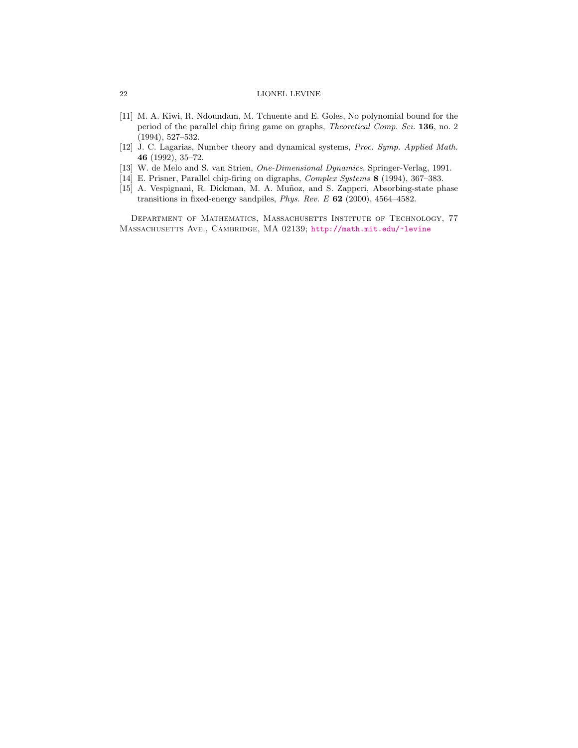[11] M. A. Kiwi, R. Ndoundam, M. Tchuente and E. Goles, No polynomial bound for the period of the parallel chip firing game on graphs, *Theoretical Comp. Sci.* **136**, no. 2 (1994), 527–532.

[12] J. C. Lagarias, Number theory and dynamical systems, *Proc. Symp. Applied Math.* **46** (1992), 35–72.

[13] W. de Melo and S. van Strien, *One-Dimensional Dynamics*, Springer-Verlag, 1991.

[14] E. Prisner, Parallel chip-firing on digraphs, *Complex Systems* **8** (1994), 367–383.

[15] A. Vespignani, R. Dickman, M. A. Muñoz, and S. Zapperi, Absorbing-state phase transitions in fixed-energy sandpiles, *Phys. Rev. E* **62** (2000), 4564–4582.

Department of Mathematics, Massachusetts Institute of Technology, 77 Massachusetts Ave., Cambridge, MA 02139; http://math.mit.edu/~levine